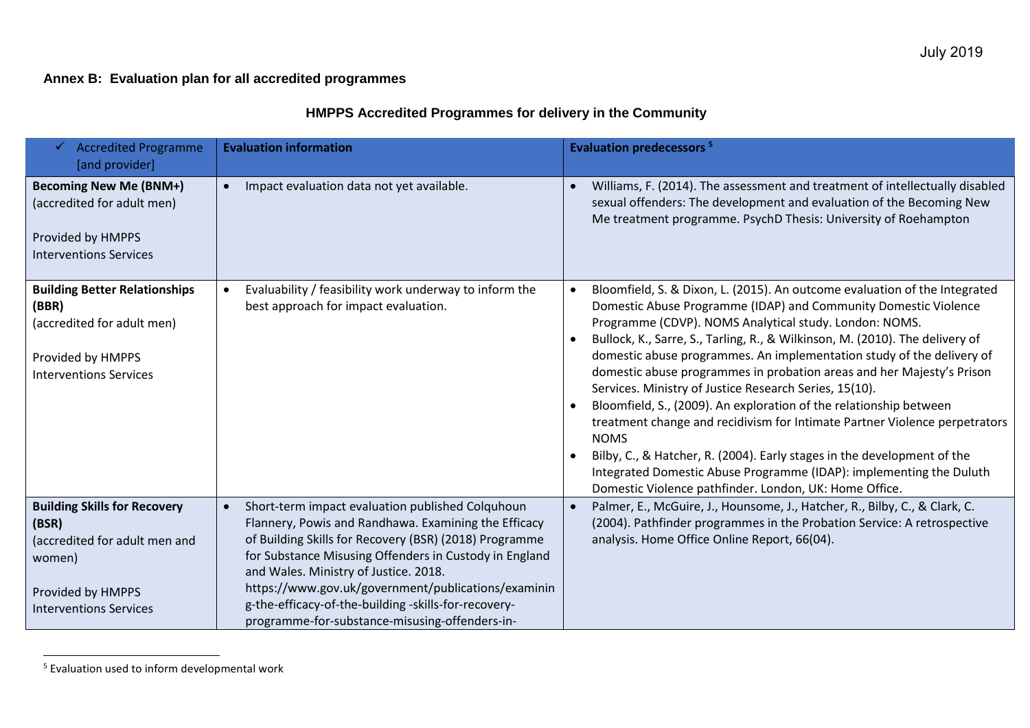## Annex B: Evaluation plan for all accredited programmes

### HMPPS Accredited Programmes for delivery in the Community

| ✓ Accredited Programme [and provider] | Evaluation information | Evaluation predecessors [5] |
|---|---|---|
| **Becoming New Me (BNM+)** (accredited for adult men)<br><br>Provided by HMPPS Interventions Services | • Impact evaluation data not yet available. | • Williams, F. (2014). The assessment and treatment of intellectually disabled sexual offenders: The development and evaluation of the Becoming New Me treatment programme. PsychD Thesis: University of Roehampton |
| **Building Better Relationships (BBR)** (accredited for adult men)<br><br>Provided by HMPPS Interventions Services | • Evaluability / feasibility work underway to inform the best approach for impact evaluation. | • Bloomfield, S. & Dixon, L. (2015). An outcome evaluation of the Integrated Domestic Abuse Programme (IDAP) and Community Domestic Violence Programme (CDVP). NOMS Analytical study. London: NOMS.<br>• Bullock, K., Sarre, S., Tarling, R., & Wilkinson, M. (2010). The delivery of domestic abuse programmes. An implementation study of the delivery of domestic abuse programmes in probation areas and her Majesty's Prison Services. Ministry of Justice Research Series, 15(10).<br>• Bloomfield, S., (2009). An exploration of the relationship between treatment change and recidivism for Intimate Partner Violence perpetrators NOMS<br>• Bilby, C., & Hatcher, R. (2004). Early stages in the development of the Integrated Domestic Abuse Programme (IDAP): implementing the Duluth Domestic Violence pathfinder. London, UK: Home Office. |
| **Building Skills for Recovery (BSR)** (accredited for adult men and women)<br><br>Provided by HMPPS Interventions Services | • Short-term impact evaluation published Colquhoun Flannery, Powis and Randhawa. Examining the Efficacy of Building Skills for Recovery (BSR) (2018) Programme for Substance Misusing Offenders in Custody in England and Wales. Ministry of Justice. 2018. https://www.gov.uk/government/publications/examining-the-efficacy-of-the-building -skills-for-recovery-programme-for-substance-misusing-offenders-in- | • Palmer, E., McGuire, J., Hounsome, J., Hatcher, R., Bilby, C., & Clark, C. (2004). Pathfinder programmes in the Probation Service: A retrospective analysis. Home Office Online Report, 66(04). |

[5] Evaluation used to inform developmental work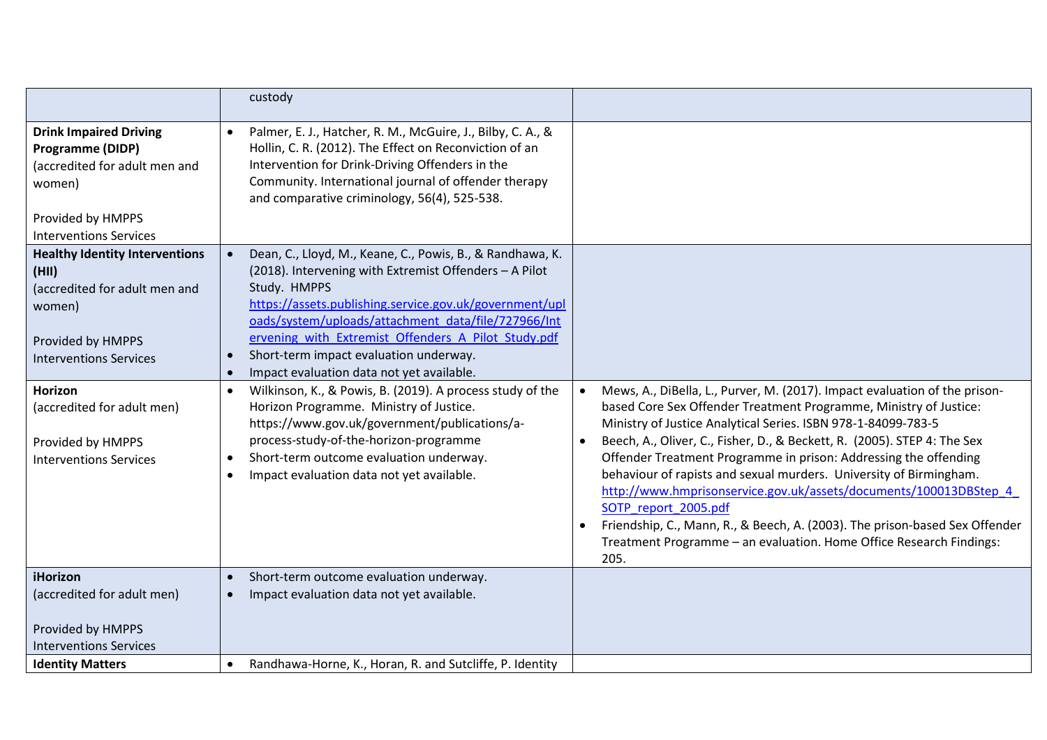| | | |
|---|---|---|
| | custody | |
| **Drink Impaired Driving Programme (DIDP)** (accredited for adult men and women)<br><br>Provided by HMPPS Interventions Services | • Palmer, E. J., Hatcher, R. M., McGuire, J., Bilby, C. A., & Hollin, C. R. (2012). The Effect on Reconviction of an Intervention for Drink-Driving Offenders in the Community. International journal of offender therapy and comparative criminology, 56(4), 525-538. | |
| **Healthy Identity Interventions (HII)** (accredited for adult men and women)<br><br>Provided by HMPPS Interventions Services | • Dean, C., Lloyd, M., Keane, C., Powis, B., & Randhawa, K. (2018). Intervening with Extremist Offenders – A Pilot Study. HMPPS https://assets.publishing.service.gov.uk/government/uploads/system/uploads/attachment_data/file/727966/Intervening_with_Extremist_Offenders_A_Pilot_Study.pdf<br>• Short-term impact evaluation underway.<br>• Impact evaluation data not yet available. | |
| **Horizon** (accredited for adult men)<br><br>Provided by HMPPS Interventions Services | • Wilkinson, K., & Powis, B. (2019). A process study of the Horizon Programme. Ministry of Justice. https://www.gov.uk/government/publications/a-process-study-of-the-horizon-programme<br>• Short-term outcome evaluation underway.<br>• Impact evaluation data not yet available. | • Mews, A., DiBella, L., Purver, M. (2017). Impact evaluation of the prison-based Core Sex Offender Treatment Programme, Ministry of Justice: Ministry of Justice Analytical Series. ISBN 978-1-84099-783-5<br>• Beech, A., Oliver, C., Fisher, D., & Beckett, R. (2005). STEP 4: The Sex Offender Treatment Programme in prison: Addressing the offending behaviour of rapists and sexual murders. University of Birmingham. http://www.hmprisonservice.gov.uk/assets/documents/100013DBStep_4_SOTP_report_2005.pdf<br>• Friendship, C., Mann, R., & Beech, A. (2003). The prison-based Sex Offender Treatment Programme – an evaluation. Home Office Research Findings: 205. |
| **iHorizon** (accredited for adult men)<br><br>Provided by HMPPS Interventions Services | • Short-term outcome evaluation underway.<br>• Impact evaluation data not yet available. | |
| **Identity Matters** | • Randhawa-Horne, K., Horan, R. and Sutcliffe, P. Identity | |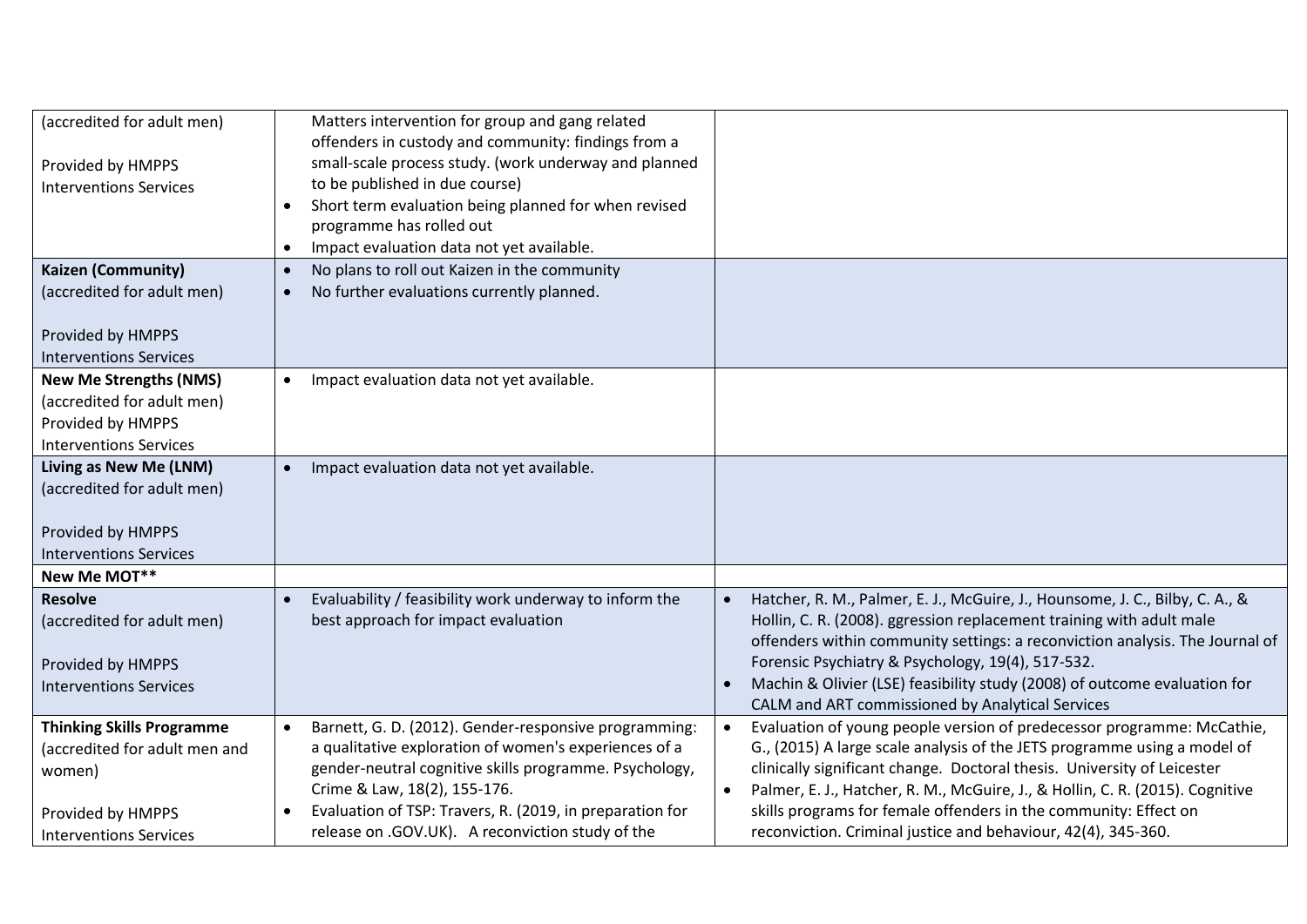| | | |
|---|---|---|
| (accredited for adult men)<br><br>Provided by HMPPS Interventions Services | Matters intervention for group and gang related offenders in custody and community: findings from a small-scale process study. (work underway and planned to be published in due course)<br>• Short term evaluation being planned for when revised programme has rolled out<br>• Impact evaluation data not yet available. | |
| **Kaizen (Community)**<br>(accredited for adult men)<br><br>Provided by HMPPS Interventions Services | • No plans to roll out Kaizen in the community<br>• No further evaluations currently planned. | |
| **New Me Strengths (NMS)**<br>(accredited for adult men)<br>Provided by HMPPS Interventions Services | • Impact evaluation data not yet available. | |
| **Living as New Me (LNM)**<br>(accredited for adult men)<br><br>Provided by HMPPS Interventions Services | • Impact evaluation data not yet available. | |
| **New Me MOT**** | | |
| **Resolve**<br>(accredited for adult men)<br><br>Provided by HMPPS Interventions Services | • Evaluability / feasibility work underway to inform the best approach for impact evaluation | • Hatcher, R. M., Palmer, E. J., McGuire, J., Hounsome, J. C., Bilby, C. A., & Hollin, C. R. (2008). ggression replacement training with adult male offenders within community settings: a reconviction analysis. The Journal of Forensic Psychiatry & Psychology, 19(4), 517-532.<br>• Machin & Olivier (LSE) feasibility study (2008) of outcome evaluation for CALM and ART commissioned by Analytical Services |
| **Thinking Skills Programme**<br>(accredited for adult men and women)<br><br>Provided by HMPPS Interventions Services | • Barnett, G. D. (2012). Gender-responsive programming: a qualitative exploration of women's experiences of a gender-neutral cognitive skills programme. Psychology, Crime & Law, 18(2), 155-176.<br>• Evaluation of TSP: Travers, R. (2019, in preparation for release on .GOV.UK). A reconviction study of the | • Evaluation of young people version of predecessor programme: McCathie, G., (2015) A large scale analysis of the JETS programme using a model of clinically significant change. Doctoral thesis. University of Leicester<br>• Palmer, E. J., Hatcher, R. M., McGuire, J., & Hollin, C. R. (2015). Cognitive skills programs for female offenders in the community: Effect on reconviction. Criminal justice and behaviour, 42(4), 345-360. |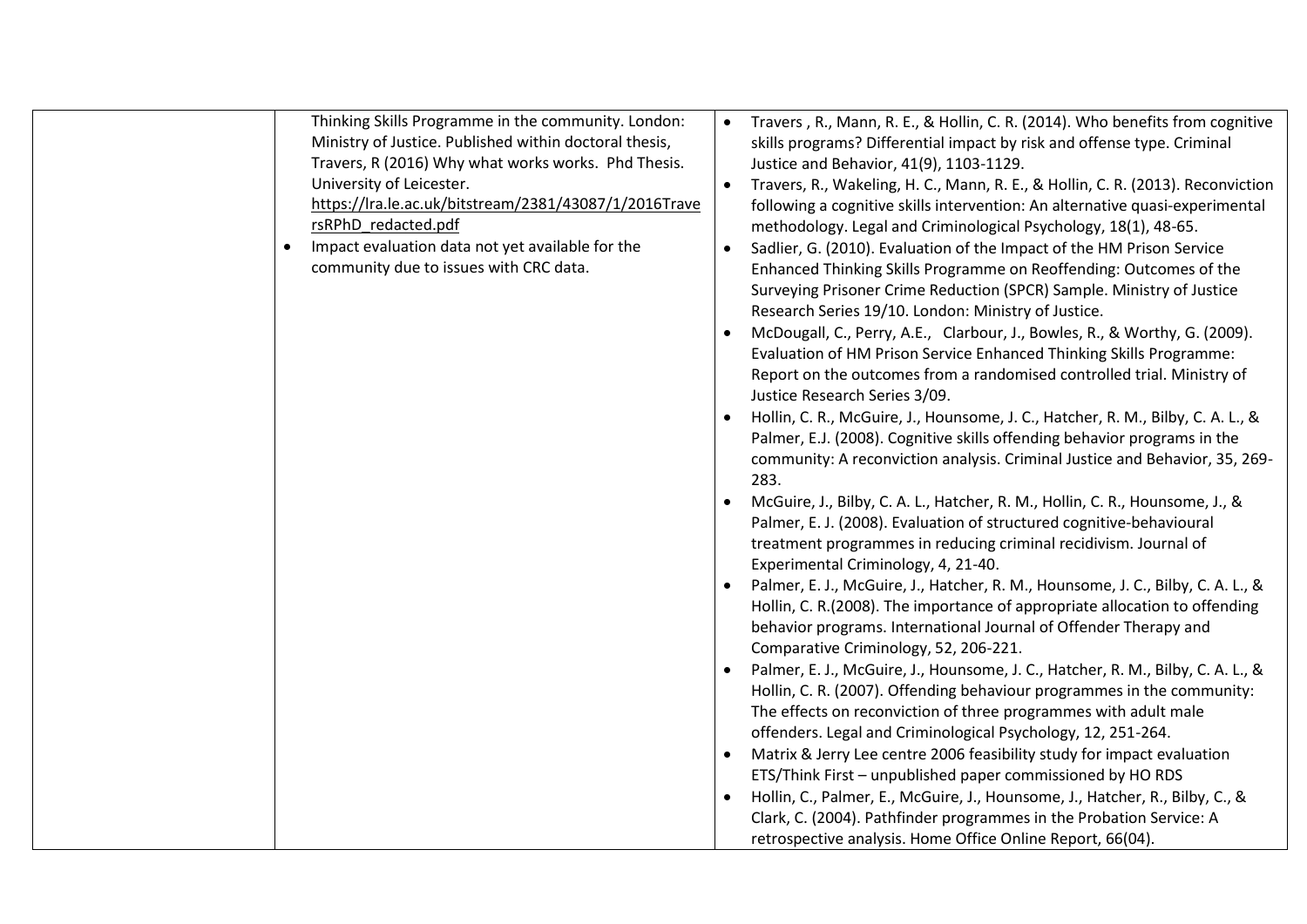| | | |
|---|---|---|
| | Thinking Skills Programme in the community. London: Ministry of Justice. Published within doctoral thesis, Travers, R (2016) Why what works works. Phd Thesis. University of Leicester. https://lra.le.ac.uk/bitstream/2381/43087/1/2016TraversRPhD_redacted.pdf <br>• Impact evaluation data not yet available for the community due to issues with CRC data. | • Travers , R., Mann, R. E., & Hollin, C. R. (2014). Who benefits from cognitive skills programs? Differential impact by risk and offense type. Criminal Justice and Behavior, 41(9), 1103-1129. <br>• Travers, R., Wakeling, H. C., Mann, R. E., & Hollin, C. R. (2013). Reconviction following a cognitive skills intervention: An alternative quasi-experimental methodology. Legal and Criminological Psychology, 18(1), 48-65. <br>• Sadlier, G. (2010). Evaluation of the Impact of the HM Prison Service Enhanced Thinking Skills Programme on Reoffending: Outcomes of the Surveying Prisoner Crime Reduction (SPCR) Sample. Ministry of Justice Research Series 19/10. London: Ministry of Justice. <br>• McDougall, C., Perry, A.E., Clarbour, J., Bowles, R., & Worthy, G. (2009). Evaluation of HM Prison Service Enhanced Thinking Skills Programme: Report on the outcomes from a randomised controlled trial. Ministry of Justice Research Series 3/09. <br>• Hollin, C. R., McGuire, J., Hounsome, J. C., Hatcher, R. M., Bilby, C. A. L., & Palmer, E.J. (2008). Cognitive skills offending behavior programs in the community: A reconviction analysis. Criminal Justice and Behavior, 35, 269-283. <br>• McGuire, J., Bilby, C. A. L., Hatcher, R. M., Hollin, C. R., Hounsome, J., & Palmer, E. J. (2008). Evaluation of structured cognitive-behavioural treatment programmes in reducing criminal recidivism. Journal of Experimental Criminology, 4, 21-40. <br>• Palmer, E. J., McGuire, J., Hatcher, R. M., Hounsome, J. C., Bilby, C. A. L., & Hollin, C. R.(2008). The importance of appropriate allocation to offending behavior programs. International Journal of Offender Therapy and Comparative Criminology, 52, 206-221. <br>• Palmer, E. J., McGuire, J., Hounsome, J. C., Hatcher, R. M., Bilby, C. A. L., & Hollin, C. R. (2007). Offending behaviour programmes in the community: The effects on reconviction of three programmes with adult male offenders. Legal and Criminological Psychology, 12, 251-264. <br>• Matrix & Jerry Lee centre 2006 feasibility study for impact evaluation ETS/Think First – unpublished paper commissioned by HO RDS <br>• Hollin, C., Palmer, E., McGuire, J., Hounsome, J., Hatcher, R., Bilby, C., & Clark, C. (2004). Pathfinder programmes in the Probation Service: A retrospective analysis. Home Office Online Report, 66(04). |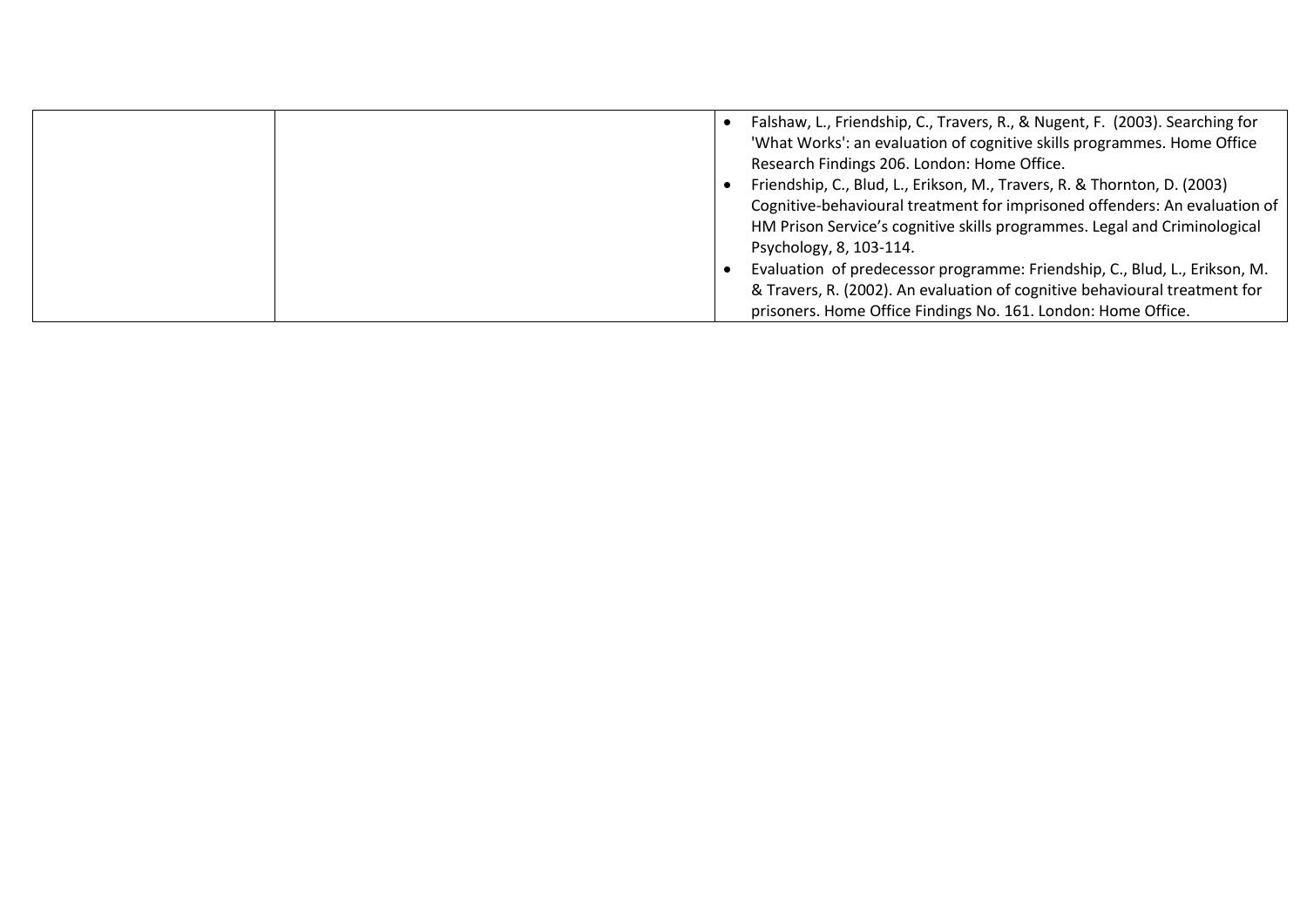|  |  |  |
| --- | --- | --- |
|  |  | • Falshaw, L., Friendship, C., Travers, R., & Nugent, F. (2003). Searching for 'What Works': an evaluation of cognitive skills programmes. Home Office Research Findings 206. London: Home Office.<br>• Friendship, C., Blud, L., Erikson, M., Travers, R. & Thornton, D. (2003) Cognitive-behavioural treatment for imprisoned offenders: An evaluation of HM Prison Service's cognitive skills programmes. Legal and Criminological Psychology, 8, 103-114.<br>• Evaluation of predecessor programme: Friendship, C., Blud, L., Erikson, M. & Travers, R. (2002). An evaluation of cognitive behavioural treatment for prisoners. Home Office Findings No. 161. London: Home Office. |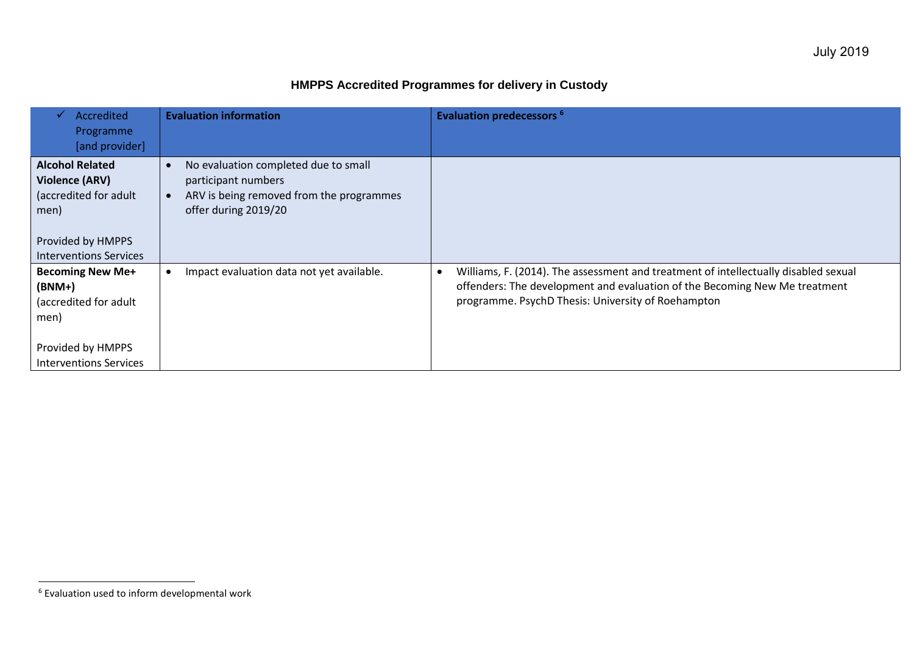### HMPPS Accredited Programmes for delivery in Custody

| ✓ Accredited Programme [and provider] | Evaluation information | Evaluation predecessors [6] |
|---|---|---|
| **Alcohol Related Violence (ARV)** (accredited for adult men)<br><br>Provided by HMPPS Interventions Services | • No evaluation completed due to small participant numbers<br>• ARV is being removed from the programmes offer during 2019/20 | |
| **Becoming New Me+ (BNM+)** (accredited for adult men)<br><br>Provided by HMPPS Interventions Services | • Impact evaluation data not yet available. | • Williams, F. (2014). The assessment and treatment of intellectually disabled sexual offenders: The development and evaluation of the Becoming New Me treatment programme. PsychD Thesis: University of Roehampton |

[6] Evaluation used to inform developmental work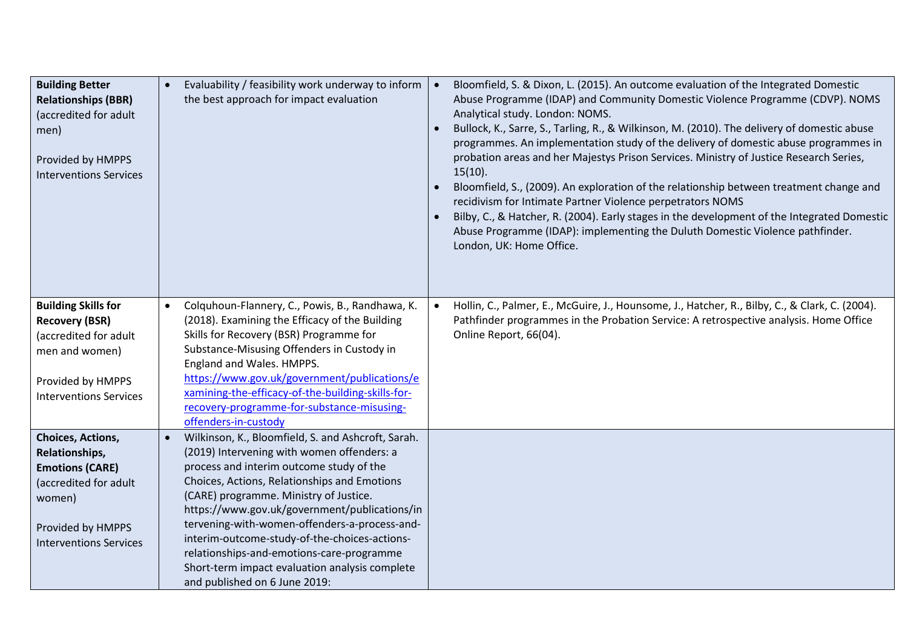| | | |
|---|---|---|
| **Building Better Relationships (BBR)** (accredited for adult men)<br><br>Provided by HMPPS Interventions Services | • Evaluability / feasibility work underway to inform the best approach for impact evaluation | • Bloomfield, S. & Dixon, L. (2015). An outcome evaluation of the Integrated Domestic Abuse Programme (IDAP) and Community Domestic Violence Programme (CDVP). NOMS Analytical study. London: NOMS.<br>• Bullock, K., Sarre, S., Tarling, R., & Wilkinson, M. (2010). The delivery of domestic abuse programmes. An implementation study of the delivery of domestic abuse programmes in probation areas and her Majestys Prison Services. Ministry of Justice Research Series, 15(10).<br>• Bloomfield, S., (2009). An exploration of the relationship between treatment change and recidivism for Intimate Partner Violence perpetrators NOMS<br>• Bilby, C., & Hatcher, R. (2004). Early stages in the development of the Integrated Domestic Abuse Programme (IDAP): implementing the Duluth Domestic Violence pathfinder. London, UK: Home Office. |
| **Building Skills for Recovery (BSR)** (accredited for adult men and women)<br><br>Provided by HMPPS Interventions Services | • Colquhoun-Flannery, C., Powis, B., Randhawa, K. (2018). Examining the Efficacy of the Building Skills for Recovery (BSR) Programme for Substance-Misusing Offenders in Custody in England and Wales. HMPPS. [https://www.gov.uk/government/publications/examining-the-efficacy-of-the-building-skills-for-recovery-programme-for-substance-misusing-offenders-in-custody](https://www.gov.uk/government/publications/examining-the-efficacy-of-the-building-skills-for-recovery-programme-for-substance-misusing-offenders-in-custody) | • Hollin, C., Palmer, E., McGuire, J., Hounsome, J., Hatcher, R., Bilby, C., & Clark, C. (2004). Pathfinder programmes in the Probation Service: A retrospective analysis. Home Office Online Report, 66(04). |
| **Choices, Actions, Relationships, Emotions (CARE)** (accredited for adult women)<br><br>Provided by HMPPS Interventions Services | • Wilkinson, K., Bloomfield, S. and Ashcroft, Sarah. (2019) Intervening with women offenders: a process and interim outcome study of the Choices, Actions, Relationships and Emotions (CARE) programme. Ministry of Justice. https://www.gov.uk/government/publications/intervening-with-women-offenders-a-process-and-interim-outcome-study-of-the-choices-actions-relationships-and-emotions-care-programme<br>Short-term impact evaluation analysis complete and published on 6 June 2019: | |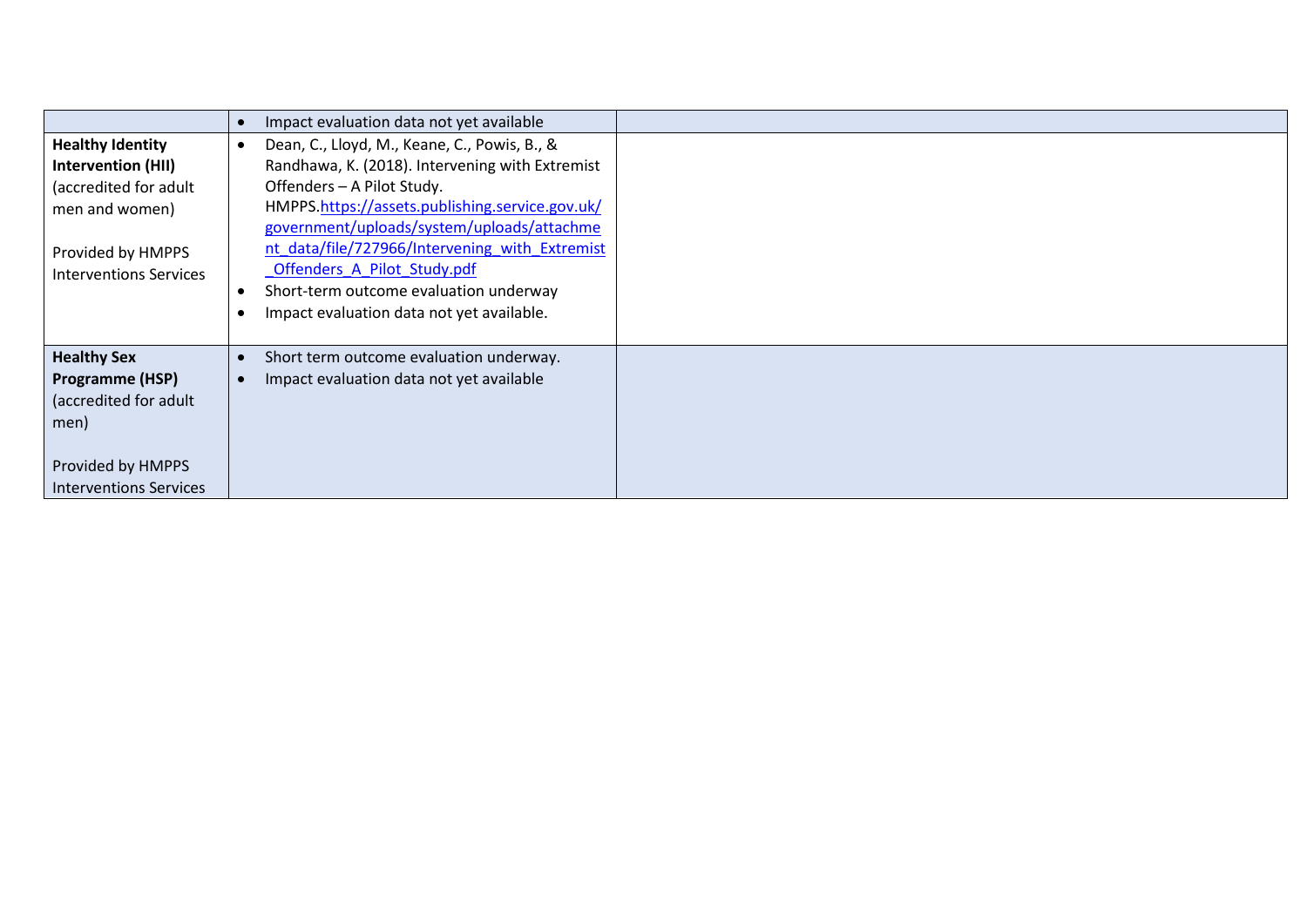| | | |
|---|---|---|
| | • Impact evaluation data not yet available | |
| **Healthy Identity Intervention (HII)** (accredited for adult men and women)<br><br>Provided by HMPPS Interventions Services | • Dean, C., Lloyd, M., Keane, C., Powis, B., & Randhawa, K. (2018). Intervening with Extremist Offenders – A Pilot Study. HMPPS.[https://assets.publishing.service.gov.uk/government/uploads/system/uploads/attachment_data/file/727966/Intervening_with_Extremist_Offenders_A_Pilot_Study.pdf](https://assets.publishing.service.gov.uk/government/uploads/system/uploads/attachment_data/file/727966/Intervening_with_Extremist_Offenders_A_Pilot_Study.pdf)<br>• Short-term outcome evaluation underway<br>• Impact evaluation data not yet available. | |
| **Healthy Sex Programme (HSP)** (accredited for adult men)<br><br>Provided by HMPPS Interventions Services | • Short term outcome evaluation underway.<br>• Impact evaluation data not yet available | |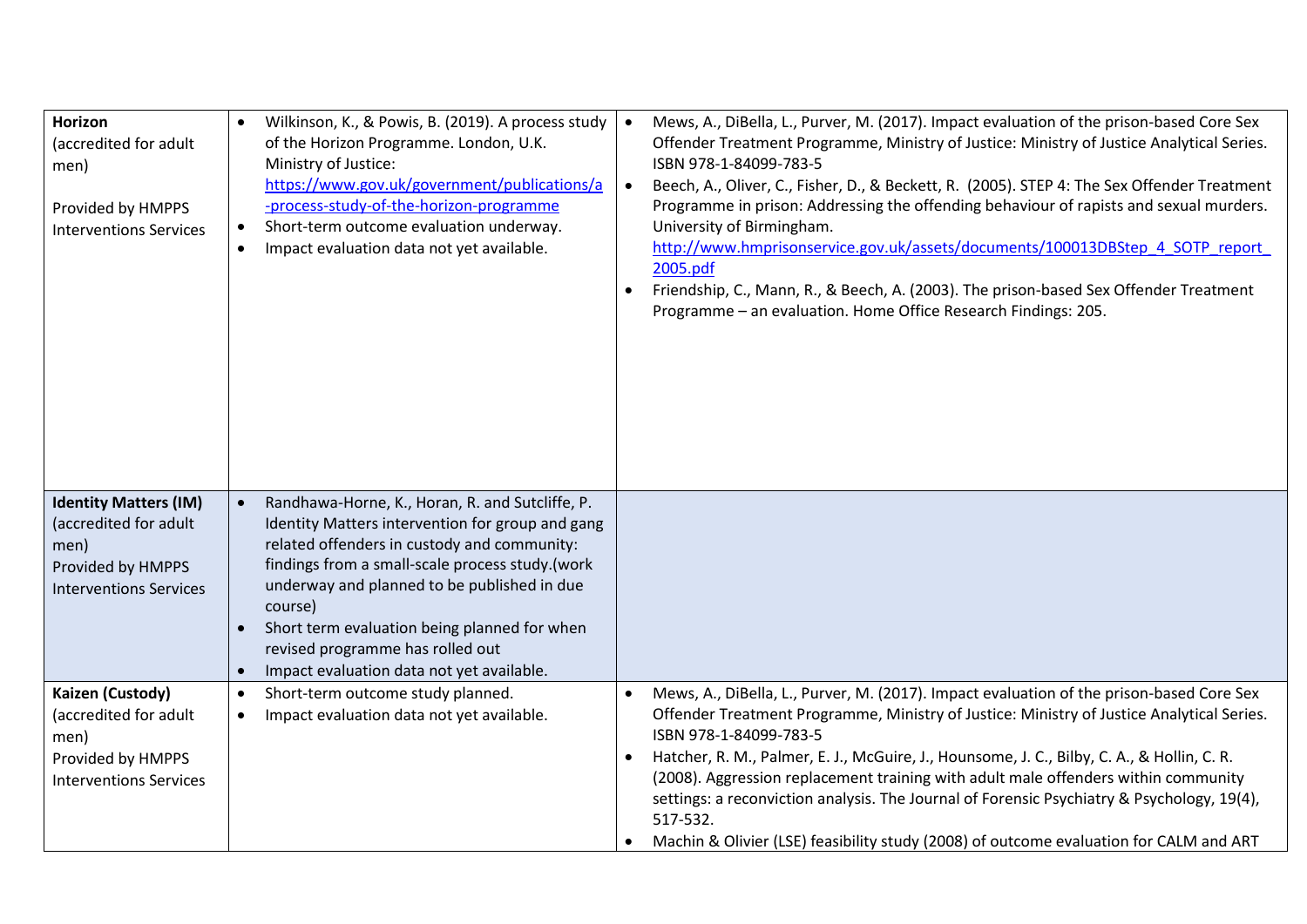| | | |
|---|---|---|
| **Horizon** (accredited for adult men)<br><br>Provided by HMPPS Interventions Services | • Wilkinson, K., & Powis, B. (2019). A process study of the Horizon Programme. London, U.K. Ministry of Justice: https://www.gov.uk/government/publications/a-process-study-of-the-horizon-programme<br>• Short-term outcome evaluation underway.<br>• Impact evaluation data not yet available. | • Mews, A., DiBella, L., Purver, M. (2017). Impact evaluation of the prison-based Core Sex Offender Treatment Programme, Ministry of Justice: Ministry of Justice Analytical Series. ISBN 978-1-84099-783-5<br>• Beech, A., Oliver, C., Fisher, D., & Beckett, R. (2005). STEP 4: The Sex Offender Treatment Programme in prison: Addressing the offending behaviour of rapists and sexual murders. University of Birmingham. http://www.hmprisonservice.gov.uk/assets/documents/100013DBStep_4_SOTP_report_2005.pdf<br>• Friendship, C., Mann, R., & Beech, A. (2003). The prison-based Sex Offender Treatment Programme – an evaluation. Home Office Research Findings: 205. |
| **Identity Matters (IM)** (accredited for adult men)<br>Provided by HMPPS Interventions Services | • Randhawa-Horne, K., Horan, R. and Sutcliffe, P. Identity Matters intervention for group and gang related offenders in custody and community: findings from a small-scale process study.(work underway and planned to be published in due course)<br>• Short term evaluation being planned for when revised programme has rolled out<br>• Impact evaluation data not yet available. | |
| **Kaizen (Custody)** (accredited for adult men)<br>Provided by HMPPS Interventions Services | • Short-term outcome study planned.<br>• Impact evaluation data not yet available. | • Mews, A., DiBella, L., Purver, M. (2017). Impact evaluation of the prison-based Core Sex Offender Treatment Programme, Ministry of Justice: Ministry of Justice Analytical Series. ISBN 978-1-84099-783-5<br>• Hatcher, R. M., Palmer, E. J., McGuire, J., Hounsome, J. C., Bilby, C. A., & Hollin, C. R. (2008). Aggression replacement training with adult male offenders within community settings: a reconviction analysis. The Journal of Forensic Psychiatry & Psychology, 19(4), 517-532.<br>• Machin & Olivier (LSE) feasibility study (2008) of outcome evaluation for CALM and ART |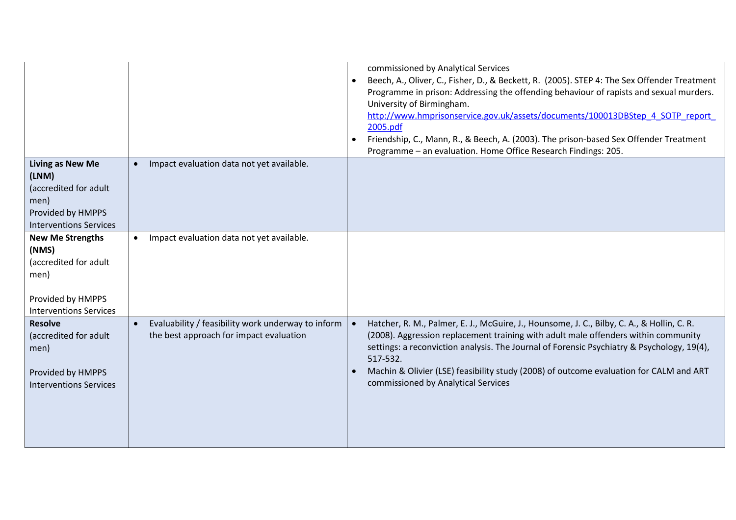| | | |
|---|---|---|
| | | commissioned by Analytical Services<br>• Beech, A., Oliver, C., Fisher, D., & Beckett, R. (2005). STEP 4: The Sex Offender Treatment Programme in prison: Addressing the offending behaviour of rapists and sexual murders. University of Birmingham. [http://www.hmprisonservice.gov.uk/assets/documents/100013DBStep_4_SOTP_report_2005.pdf](http://www.hmprisonservice.gov.uk/assets/documents/100013DBStep_4_SOTP_report_2005.pdf)<br>• Friendship, C., Mann, R., & Beech, A. (2003). The prison-based Sex Offender Treatment Programme – an evaluation. Home Office Research Findings: 205. |
| **Living as New Me (LNM)**<br>(accredited for adult men)<br>Provided by HMPPS Interventions Services | • Impact evaluation data not yet available. | |
| **New Me Strengths (NMS)**<br>(accredited for adult men)<br><br>Provided by HMPPS Interventions Services | • Impact evaluation data not yet available. | |
| **Resolve**<br>(accredited for adult men)<br><br>Provided by HMPPS Interventions Services | • Evaluability / feasibility work underway to inform the best approach for impact evaluation | • Hatcher, R. M., Palmer, E. J., McGuire, J., Hounsome, J. C., Bilby, C. A., & Hollin, C. R. (2008). Aggression replacement training with adult male offenders within community settings: a reconviction analysis. The Journal of Forensic Psychiatry & Psychology, 19(4), 517-532.<br>• Machin & Olivier (LSE) feasibility study (2008) of outcome evaluation for CALM and ART commissioned by Analytical Services |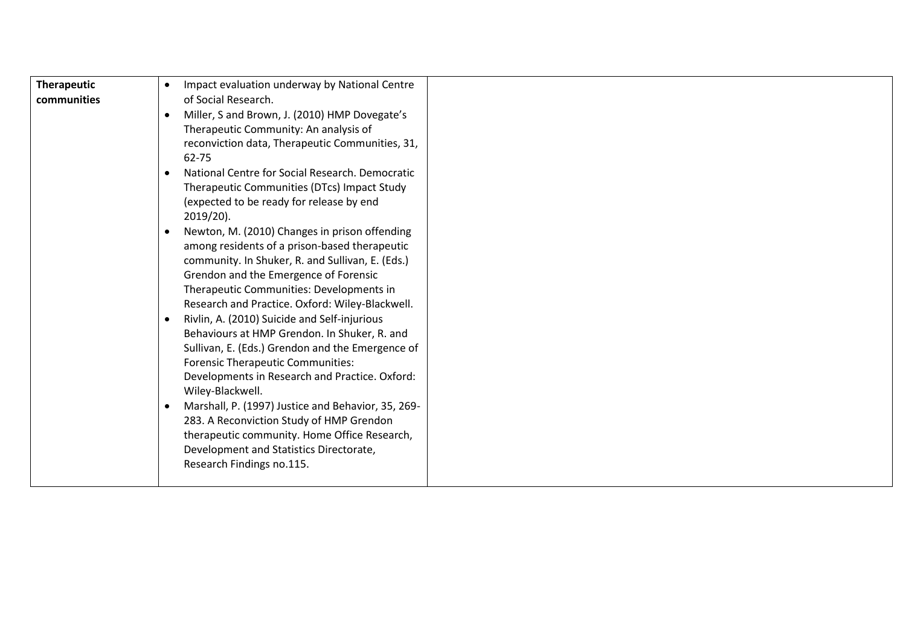| Therapeutic communities | <ul><li>Impact evaluation underway by National Centre of Social Research.</li><li>Miller, S and Brown, J. (2010) HMP Dovegate's Therapeutic Community: An analysis of reconviction data, Therapeutic Communities, 31, 62-75</li><li>National Centre for Social Research. Democratic Therapeutic Communities (DTcs) Impact Study (expected to be ready for release by end 2019/20).</li><li>Newton, M. (2010) Changes in prison offending among residents of a prison-based therapeutic community. In Shuker, R. and Sullivan, E. (Eds.) Grendon and the Emergence of Forensic Therapeutic Communities: Developments in Research and Practice. Oxford: Wiley-Blackwell.</li><li>Rivlin, A. (2010) Suicide and Self-injurious Behaviours at HMP Grendon. In Shuker, R. and Sullivan, E. (Eds.) Grendon and the Emergence of Forensic Therapeutic Communities: Developments in Research and Practice. Oxford: Wiley-Blackwell.</li><li>Marshall, P. (1997) Justice and Behavior, 35, 269-283. A Reconviction Study of HMP Grendon therapeutic community. Home Office Research, Development and Statistics Directorate, Research Findings no.115.</li></ul> | |
|---|---|---|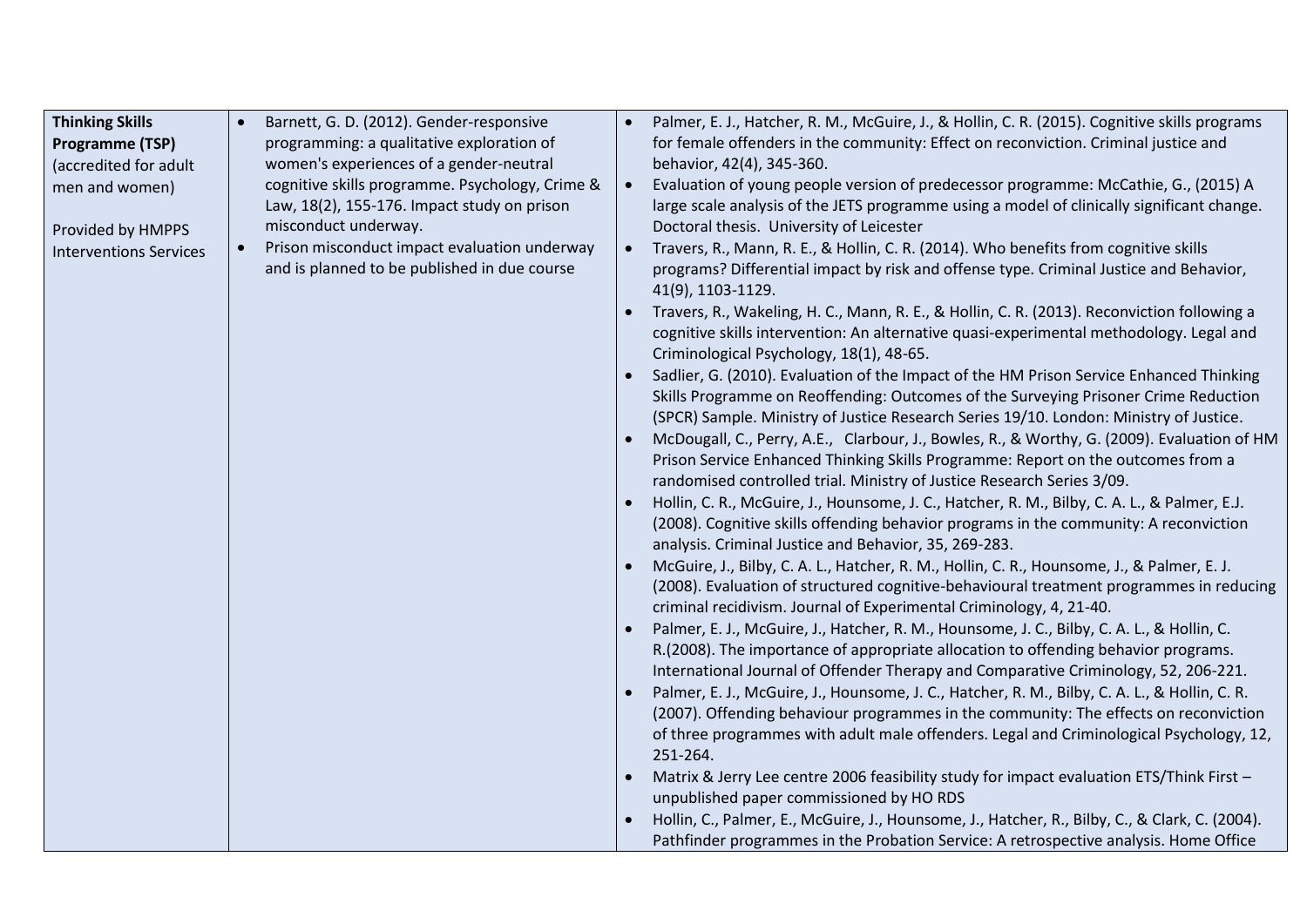| | | |
|---|---|---|
| **Thinking Skills Programme (TSP)** (accredited for adult men and women)<br><br>Provided by HMPPS Interventions Services | • Barnett, G. D. (2012). Gender-responsive programming: a qualitative exploration of women's experiences of a gender-neutral cognitive skills programme. Psychology, Crime & Law, 18(2), 155-176. Impact study on prison misconduct underway.<br>• Prison misconduct impact evaluation underway and is planned to be published in due course | • Palmer, E. J., Hatcher, R. M., McGuire, J., & Hollin, C. R. (2015). Cognitive skills programs for female offenders in the community: Effect on reconviction. Criminal justice and behavior, 42(4), 345-360.<br>• Evaluation of young people version of predecessor programme: McCathie, G., (2015) A large scale analysis of the JETS programme using a model of clinically significant change. Doctoral thesis. University of Leicester<br>• Travers, R., Mann, R. E., & Hollin, C. R. (2014). Who benefits from cognitive skills programs? Differential impact by risk and offense type. Criminal Justice and Behavior, 41(9), 1103-1129.<br>• Travers, R., Wakeling, H. C., Mann, R. E., & Hollin, C. R. (2013). Reconviction following a cognitive skills intervention: An alternative quasi-experimental methodology. Legal and Criminological Psychology, 18(1), 48-65.<br>• Sadlier, G. (2010). Evaluation of the Impact of the HM Prison Service Enhanced Thinking Skills Programme on Reoffending: Outcomes of the Surveying Prisoner Crime Reduction (SPCR) Sample. Ministry of Justice Research Series 19/10. London: Ministry of Justice.<br>• McDougall, C., Perry, A.E., Clarbour, J., Bowles, R., & Worthy, G. (2009). Evaluation of HM Prison Service Enhanced Thinking Skills Programme: Report on the outcomes from a randomised controlled trial. Ministry of Justice Research Series 3/09.<br>• Hollin, C. R., McGuire, J., Hounsome, J. C., Hatcher, R. M., Bilby, C. A. L., & Palmer, E.J. (2008). Cognitive skills offending behavior programs in the community: A reconviction analysis. Criminal Justice and Behavior, 35, 269-283.<br>• McGuire, J., Bilby, C. A. L., Hatcher, R. M., Hollin, C. R., Hounsome, J., & Palmer, E. J. (2008). Evaluation of structured cognitive-behavioural treatment programmes in reducing criminal recidivism. Journal of Experimental Criminology, 4, 21-40.<br>• Palmer, E. J., McGuire, J., Hatcher, R. M., Hounsome, J. C., Bilby, C. A. L., & Hollin, C. R.(2008). The importance of appropriate allocation to offending behavior programs. International Journal of Offender Therapy and Comparative Criminology, 52, 206-221.<br>• Palmer, E. J., McGuire, J., Hounsome, J. C., Hatcher, R. M., Bilby, C. A. L., & Hollin, C. R. (2007). Offending behaviour programmes in the community: The effects on reconviction of three programmes with adult male offenders. Legal and Criminological Psychology, 12, 251-264.<br>• Matrix & Jerry Lee centre 2006 feasibility study for impact evaluation ETS/Think First – unpublished paper commissioned by HO RDS<br>• Hollin, C., Palmer, E., McGuire, J., Hounsome, J., Hatcher, R., Bilby, C., & Clark, C. (2004). Pathfinder programmes in the Probation Service: A retrospective analysis. Home Office |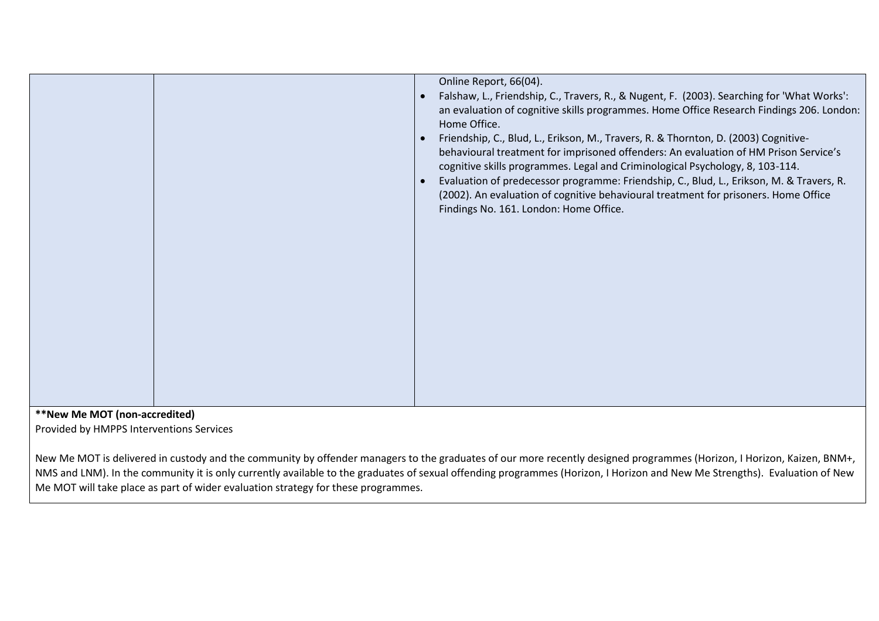| | | |
|---|---|---|
| | | Online Report, 66(04).<br>• Falshaw, L., Friendship, C., Travers, R., & Nugent, F. (2003). Searching for 'What Works': an evaluation of cognitive skills programmes. Home Office Research Findings 206. London: Home Office.<br>• Friendship, C., Blud, L., Erikson, M., Travers, R. & Thornton, D. (2003) Cognitive-behavioural treatment for imprisoned offenders: An evaluation of HM Prison Service's cognitive skills programmes. Legal and Criminological Psychology, 8, 103-114.<br>• Evaluation of predecessor programme: Friendship, C., Blud, L., Erikson, M. & Travers, R. (2002). An evaluation of cognitive behavioural treatment for prisoners. Home Office Findings No. 161. London: Home Office. |

**\*\*New Me MOT (non-accredited)**

Provided by HMPPS Interventions Services

New Me MOT is delivered in custody and the community by offender managers to the graduates of our more recently designed programmes (Horizon, I Horizon, Kaizen, BNM+, NMS and LNM). In the community it is only currently available to the graduates of sexual offending programmes (Horizon, I Horizon and New Me Strengths). Evaluation of New Me MOT will take place as part of wider evaluation strategy for these programmes.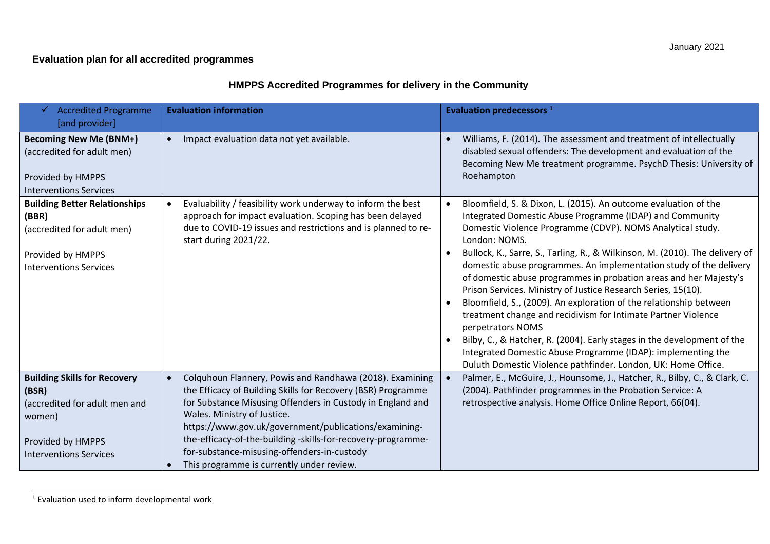January 2021

**Evaluation plan for all accredited programmes**

## HMPPS Accredited Programmes for delivery in the Community

| ✓ Accredited Programme [and provider] | **Evaluation information** | **Evaluation predecessors** [1] |
|---|---|---|
| **Becoming New Me (BNM+)** (accredited for adult men)<br><br>Provided by HMPPS Interventions Services | • Impact evaluation data not yet available. | • Williams, F. (2014). The assessment and treatment of intellectually disabled sexual offenders: The development and evaluation of the Becoming New Me treatment programme. PsychD Thesis: University of Roehampton |
| **Building Better Relationships (BBR)** (accredited for adult men)<br><br>Provided by HMPPS Interventions Services | • Evaluability / feasibility work underway to inform the best approach for impact evaluation. Scoping has been delayed due to COVID-19 issues and restrictions and is planned to re-start during 2021/22. | • Bloomfield, S. & Dixon, L. (2015). An outcome evaluation of the Integrated Domestic Abuse Programme (IDAP) and Community Domestic Violence Programme (CDVP). NOMS Analytical study. London: NOMS.<br>• Bullock, K., Sarre, S., Tarling, R., & Wilkinson, M. (2010). The delivery of domestic abuse programmes. An implementation study of the delivery of domestic abuse programmes in probation areas and her Majesty's Prison Services. Ministry of Justice Research Series, 15(10).<br>• Bloomfield, S., (2009). An exploration of the relationship between treatment change and recidivism for Intimate Partner Violence perpetrators NOMS<br>• Bilby, C., & Hatcher, R. (2004). Early stages in the development of the Integrated Domestic Abuse Programme (IDAP): implementing the Duluth Domestic Violence pathfinder. London, UK: Home Office. |
| **Building Skills for Recovery (BSR)** (accredited for adult men and women)<br><br>Provided by HMPPS Interventions Services | • Colquhoun Flannery, Powis and Randhawa (2018). Examining the Efficacy of Building Skills for Recovery (BSR) Programme for Substance Misusing Offenders in Custody in England and Wales. Ministry of Justice. https://www.gov.uk/government/publications/examining-the-efficacy-of-the-building -skills-for-recovery-programme-for-substance-misusing-offenders-in-custody<br>• This programme is currently under review. | • Palmer, E., McGuire, J., Hounsome, J., Hatcher, R., Bilby, C., & Clark, C. (2004). Pathfinder programmes in the Probation Service: A retrospective analysis. Home Office Online Report, 66(04). |

[1] Evaluation used to inform developmental work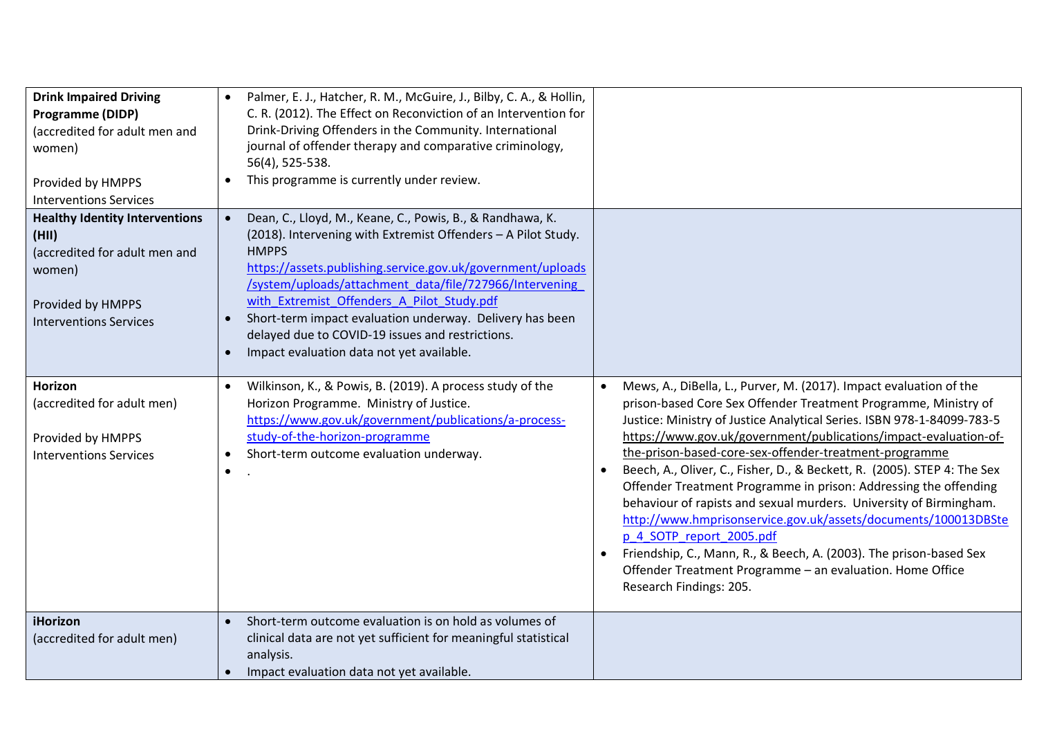| | | |
|---|---|---|
| **Drink Impaired Driving Programme (DIDP)**<br>(accredited for adult men and women)<br><br>Provided by HMPPS Interventions Services | • Palmer, E. J., Hatcher, R. M., McGuire, J., Bilby, C. A., & Hollin, C. R. (2012). The Effect on Reconviction of an Intervention for Drink-Driving Offenders in the Community. International journal of offender therapy and comparative criminology, 56(4), 525-538.<br>• This programme is currently under review. | |
| **Healthy Identity Interventions (HII)**<br>(accredited for adult men and women)<br><br>Provided by HMPPS Interventions Services | • Dean, C., Lloyd, M., Keane, C., Powis, B., & Randhawa, K. (2018). Intervening with Extremist Offenders – A Pilot Study. HMPPS https://assets.publishing.service.gov.uk/government/uploads/system/uploads/attachment_data/file/727966/Intervening_with_Extremist_Offenders_A_Pilot_Study.pdf<br>• Short-term impact evaluation underway. Delivery has been delayed due to COVID-19 issues and restrictions.<br>• Impact evaluation data not yet available. | |
| **Horizon**<br>(accredited for adult men)<br><br>Provided by HMPPS Interventions Services | • Wilkinson, K., & Powis, B. (2019). A process study of the Horizon Programme. Ministry of Justice. https://www.gov.uk/government/publications/a-process-study-of-the-horizon-programme<br>• Short-term outcome evaluation underway.<br>• . | • Mews, A., DiBella, L., Purver, M. (2017). Impact evaluation of the prison-based Core Sex Offender Treatment Programme, Ministry of Justice: Ministry of Justice Analytical Series. ISBN 978-1-84099-783-5 https://www.gov.uk/government/publications/impact-evaluation-of-the-prison-based-core-sex-offender-treatment-programme<br>• Beech, A., Oliver, C., Fisher, D., & Beckett, R. (2005). STEP 4: The Sex Offender Treatment Programme in prison: Addressing the offending behaviour of rapists and sexual murders. University of Birmingham. http://www.hmprisonservice.gov.uk/assets/documents/100013DBStep_4_SOTP_report_2005.pdf<br>• Friendship, C., Mann, R., & Beech, A. (2003). The prison-based Sex Offender Treatment Programme – an evaluation. Home Office Research Findings: 205. |
| **iHorizon**<br>(accredited for adult men) | • Short-term outcome evaluation is on hold as volumes of clinical data are not yet sufficient for meaningful statistical analysis.<br>• Impact evaluation data not yet available. | |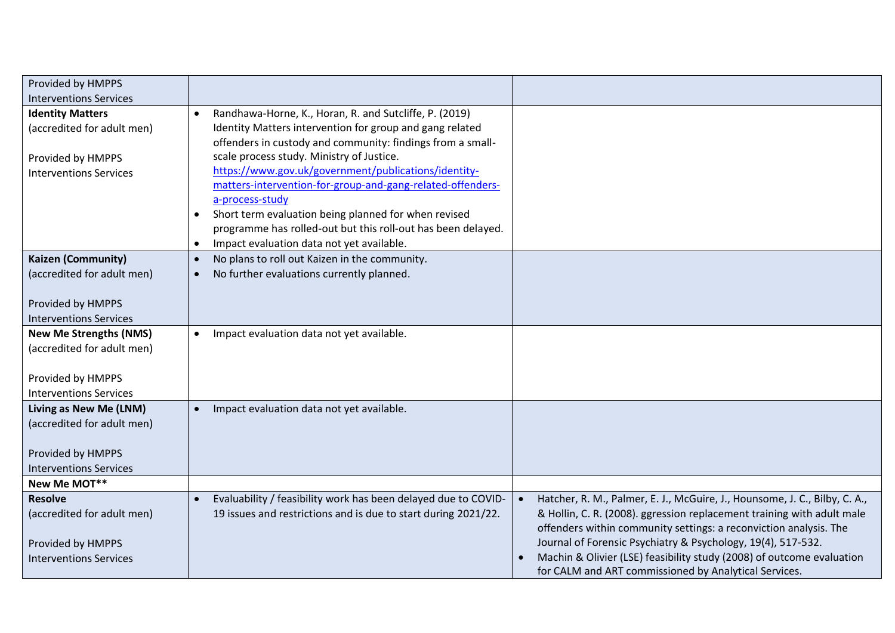| | | |
|---|---|---|
| Provided by HMPPS Interventions Services | | |
| **Identity Matters** (accredited for adult men)<br><br>Provided by HMPPS Interventions Services | • Randhawa-Horne, K., Horan, R. and Sutcliffe, P. (2019) Identity Matters intervention for group and gang related offenders in custody and community: findings from a small-scale process study. Ministry of Justice. https://www.gov.uk/government/publications/identity-matters-intervention-for-group-and-gang-related-offenders-a-process-study<br>• Short term evaluation being planned for when revised programme has rolled-out but this roll-out has been delayed.<br>• Impact evaluation data not yet available. | |
| **Kaizen (Community)** (accredited for adult men)<br><br>Provided by HMPPS Interventions Services | • No plans to roll out Kaizen in the community.<br>• No further evaluations currently planned. | |
| **New Me Strengths (NMS)** (accredited for adult men)<br><br>Provided by HMPPS Interventions Services | • Impact evaluation data not yet available. | |
| **Living as New Me (LNM)** (accredited for adult men)<br><br>Provided by HMPPS Interventions Services | • Impact evaluation data not yet available. | |
| **New Me MOT**** | | |
| **Resolve** (accredited for adult men)<br><br>Provided by HMPPS Interventions Services | • Evaluability / feasibility work has been delayed due to COVID-19 issues and restrictions and is due to start during 2021/22. | • Hatcher, R. M., Palmer, E. J., McGuire, J., Hounsome, J. C., Bilby, C. A., & Hollin, C. R. (2008). ggression replacement training with adult male offenders within community settings: a reconviction analysis. The Journal of Forensic Psychiatry & Psychology, 19(4), 517-532.<br>• Machin & Olivier (LSE) feasibility study (2008) of outcome evaluation for CALM and ART commissioned by Analytical Services. |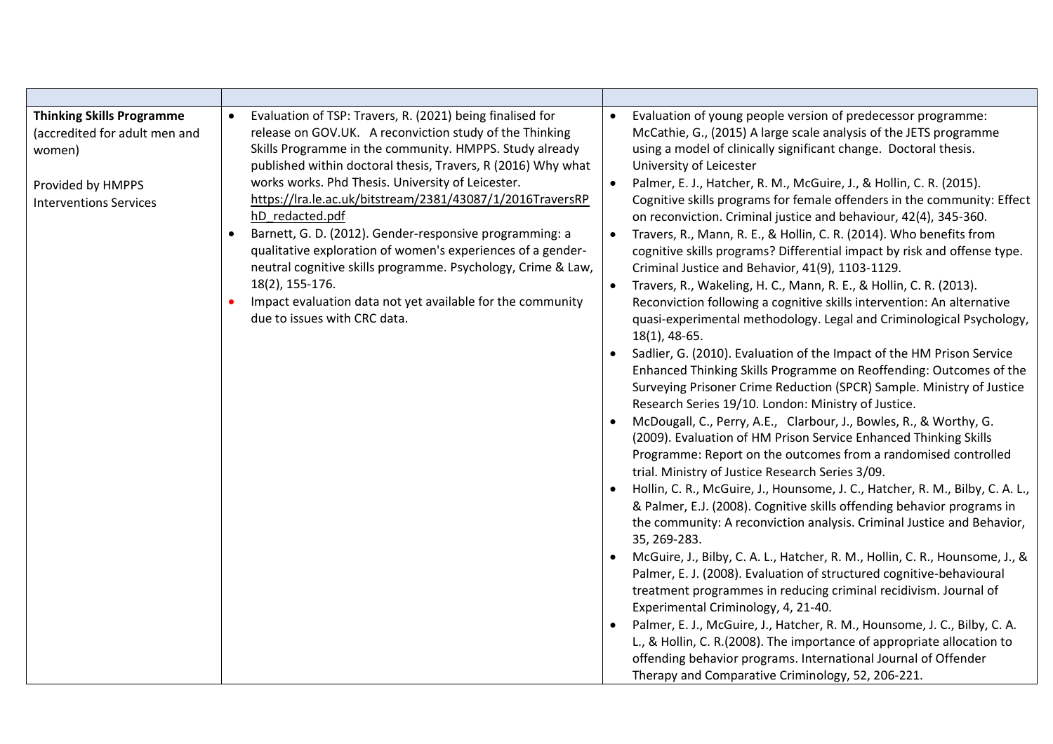| | | |
|---|---|---|
| **Thinking Skills Programme** (accredited for adult men and women)<br><br>Provided by HMPPS Interventions Services | • Evaluation of TSP: Travers, R. (2021) being finalised for release on GOV.UK. A reconviction study of the Thinking Skills Programme in the community. HMPPS. Study already published within doctoral thesis, Travers, R (2016) Why what works works. Phd Thesis. University of Leicester. https://lra.le.ac.uk/bitstream/2381/43087/1/2016TraversRPhD_redacted.pdf<br>• Barnett, G. D. (2012). Gender-responsive programming: a qualitative exploration of women's experiences of a gender-neutral cognitive skills programme. Psychology, Crime & Law, 18(2), 155-176.<br>• Impact evaluation data not yet available for the community due to issues with CRC data. | • Evaluation of young people version of predecessor programme: McCathie, G., (2015) A large scale analysis of the JETS programme using a model of clinically significant change. Doctoral thesis. University of Leicester<br>• Palmer, E. J., Hatcher, R. M., McGuire, J., & Hollin, C. R. (2015). Cognitive skills programs for female offenders in the community: Effect on reconviction. Criminal justice and behaviour, 42(4), 345-360.<br>• Travers, R., Mann, R. E., & Hollin, C. R. (2014). Who benefits from cognitive skills programs? Differential impact by risk and offense type. Criminal Justice and Behavior, 41(9), 1103-1129.<br>• Travers, R., Wakeling, H. C., Mann, R. E., & Hollin, C. R. (2013). Reconviction following a cognitive skills intervention: An alternative quasi-experimental methodology. Legal and Criminological Psychology, 18(1), 48-65.<br>• Sadlier, G. (2010). Evaluation of the Impact of the HM Prison Service Enhanced Thinking Skills Programme on Reoffending: Outcomes of the Surveying Prisoner Crime Reduction (SPCR) Sample. Ministry of Justice Research Series 19/10. London: Ministry of Justice.<br>• McDougall, C., Perry, A.E., Clarbour, J., Bowles, R., & Worthy, G. (2009). Evaluation of HM Prison Service Enhanced Thinking Skills Programme: Report on the outcomes from a randomised controlled trial. Ministry of Justice Research Series 3/09.<br>• Hollin, C. R., McGuire, J., Hounsome, J. C., Hatcher, R. M., Bilby, C. A. L., & Palmer, E.J. (2008). Cognitive skills offending behavior programs in the community: A reconviction analysis. Criminal Justice and Behavior, 35, 269-283.<br>• McGuire, J., Bilby, C. A. L., Hatcher, R. M., Hollin, C. R., Hounsome, J., & Palmer, E. J. (2008). Evaluation of structured cognitive-behavioural treatment programmes in reducing criminal recidivism. Journal of Experimental Criminology, 4, 21-40.<br>• Palmer, E. J., McGuire, J., Hatcher, R. M., Hounsome, J. C., Bilby, C. A. L., & Hollin, C. R.(2008). The importance of appropriate allocation to offending behavior programs. International Journal of Offender Therapy and Comparative Criminology, 52, 206-221. |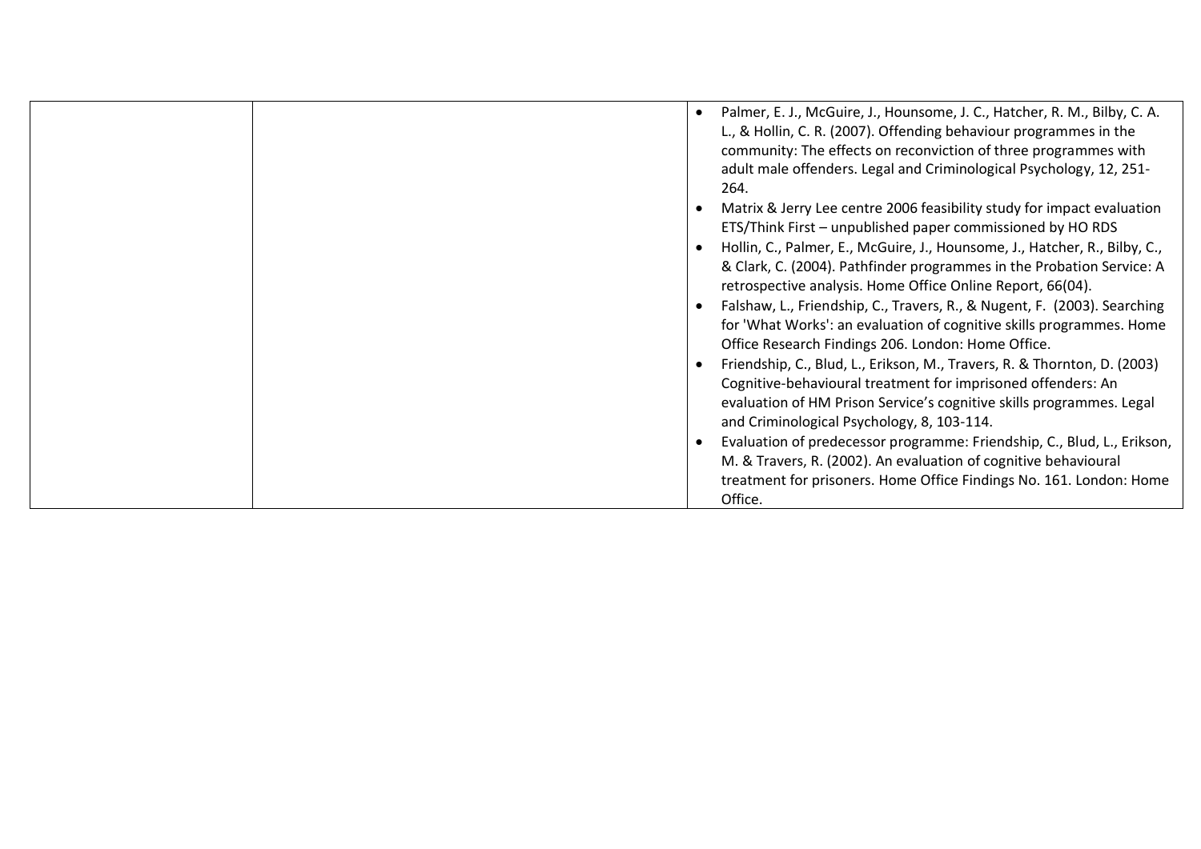| | | |
|---|---|---|
| | | • Palmer, E. J., McGuire, J., Hounsome, J. C., Hatcher, R. M., Bilby, C. A. L., & Hollin, C. R. (2007). Offending behaviour programmes in the community: The effects on reconviction of three programmes with adult male offenders. Legal and Criminological Psychology, 12, 251-264.<br>• Matrix & Jerry Lee centre 2006 feasibility study for impact evaluation ETS/Think First – unpublished paper commissioned by HO RDS<br>• Hollin, C., Palmer, E., McGuire, J., Hounsome, J., Hatcher, R., Bilby, C., & Clark, C. (2004). Pathfinder programmes in the Probation Service: A retrospective analysis. Home Office Online Report, 66(04).<br>• Falshaw, L., Friendship, C., Travers, R., & Nugent, F. (2003). Searching for 'What Works': an evaluation of cognitive skills programmes. Home Office Research Findings 206. London: Home Office.<br>• Friendship, C., Blud, L., Erikson, M., Travers, R. & Thornton, D. (2003) Cognitive-behavioural treatment for imprisoned offenders: An evaluation of HM Prison Service's cognitive skills programmes. Legal and Criminological Psychology, 8, 103-114.<br>• Evaluation of predecessor programme: Friendship, C., Blud, L., Erikson, M. & Travers, R. (2002). An evaluation of cognitive behavioural treatment for prisoners. Home Office Findings No. 161. London: Home Office. |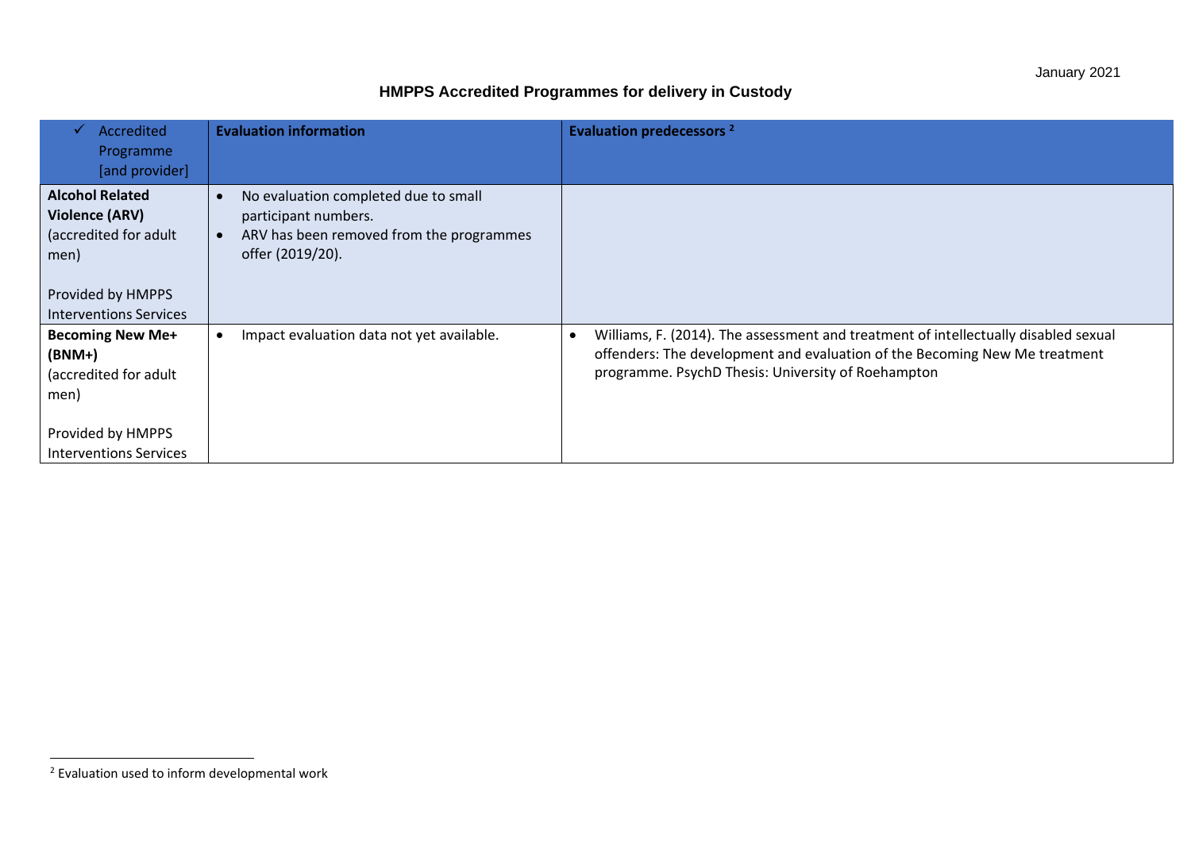January 2021

## HMPPS Accredited Programmes for delivery in Custody

| ✓ Accredited Programme [and provider] | **Evaluation information** | **Evaluation predecessors** [2] |
|---|---|---|
| **Alcohol Related Violence (ARV)** (accredited for adult men)<br><br>Provided by HMPPS Interventions Services | • No evaluation completed due to small participant numbers.<br>• ARV has been removed from the programmes offer (2019/20). | |
| **Becoming New Me+ (BNM+)** (accredited for adult men)<br><br>Provided by HMPPS Interventions Services | • Impact evaluation data not yet available. | • Williams, F. (2014). The assessment and treatment of intellectually disabled sexual offenders: The development and evaluation of the Becoming New Me treatment programme. PsychD Thesis: University of Roehampton |

[2] Evaluation used to inform developmental work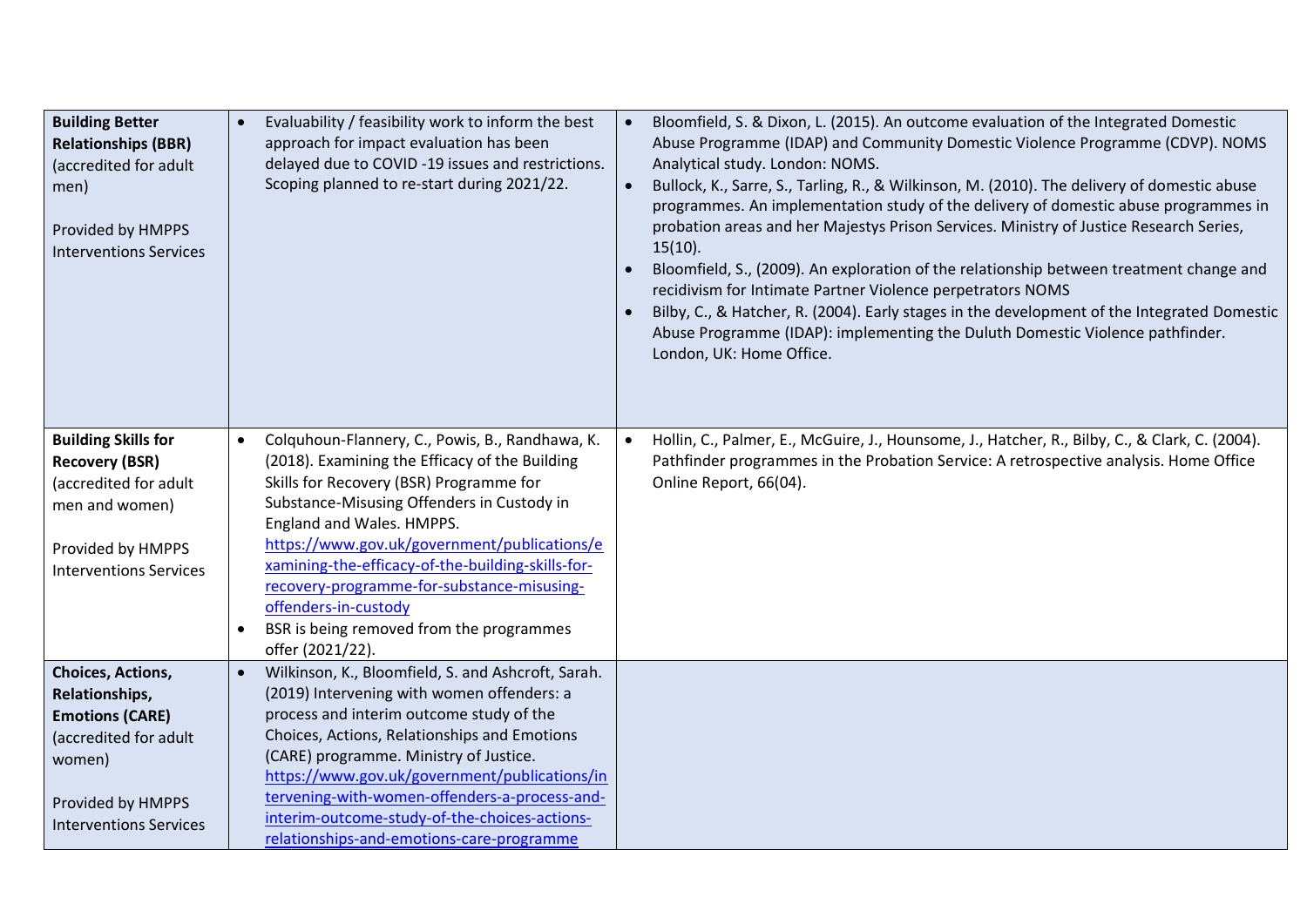| | | |
|---|---|---|
| **Building Better Relationships (BBR)** (accredited for adult men)<br><br>Provided by HMPPS Interventions Services | • Evaluability / feasibility work to inform the best approach for impact evaluation has been delayed due to COVID -19 issues and restrictions. Scoping planned to re-start during 2021/22. | • Bloomfield, S. & Dixon, L. (2015). An outcome evaluation of the Integrated Domestic Abuse Programme (IDAP) and Community Domestic Violence Programme (CDVP). NOMS Analytical study. London: NOMS.<br>• Bullock, K., Sarre, S., Tarling, R., & Wilkinson, M. (2010). The delivery of domestic abuse programmes. An implementation study of the delivery of domestic abuse programmes in probation areas and her Majestys Prison Services. Ministry of Justice Research Series, 15(10).<br>• Bloomfield, S., (2009). An exploration of the relationship between treatment change and recidivism for Intimate Partner Violence perpetrators NOMS<br>• Bilby, C., & Hatcher, R. (2004). Early stages in the development of the Integrated Domestic Abuse Programme (IDAP): implementing the Duluth Domestic Violence pathfinder. London, UK: Home Office. |
| **Building Skills for Recovery (BSR)** (accredited for adult men and women)<br><br>Provided by HMPPS Interventions Services | • Colquhoun-Flannery, C., Powis, B., Randhawa, K. (2018). Examining the Efficacy of the Building Skills for Recovery (BSR) Programme for Substance-Misusing Offenders in Custody in England and Wales. HMPPS. [https://www.gov.uk/government/publications/examining-the-efficacy-of-the-building-skills-for-recovery-programme-for-substance-misusing-offenders-in-custody](https://www.gov.uk/government/publications/examining-the-efficacy-of-the-building-skills-for-recovery-programme-for-substance-misusing-offenders-in-custody)<br>• BSR is being removed from the programmes offer (2021/22). | • Hollin, C., Palmer, E., McGuire, J., Hounsome, J., Hatcher, R., Bilby, C., & Clark, C. (2004). Pathfinder programmes in the Probation Service: A retrospective analysis. Home Office Online Report, 66(04). |
| **Choices, Actions, Relationships, Emotions (CARE)** (accredited for adult women)<br><br>Provided by HMPPS Interventions Services | • Wilkinson, K., Bloomfield, S. and Ashcroft, Sarah. (2019) Intervening with women offenders: a process and interim outcome study of the Choices, Actions, Relationships and Emotions (CARE) programme. Ministry of Justice. [https://www.gov.uk/government/publications/intervening-with-women-offenders-a-process-and-interim-outcome-study-of-the-choices-actions-relationships-and-emotions-care-programme](https://www.gov.uk/government/publications/intervening-with-women-offenders-a-process-and-interim-outcome-study-of-the-choices-actions-relationships-and-emotions-care-programme) | |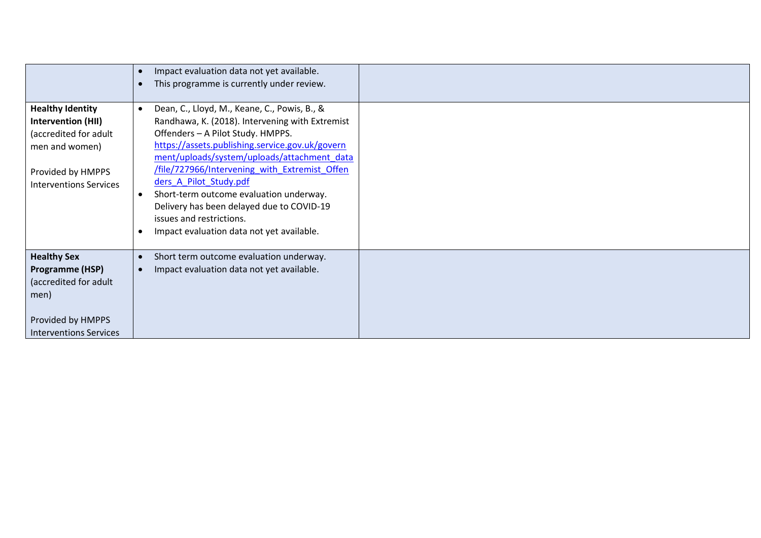|  |  |  |
|---|---|---|
|  | • Impact evaluation data not yet available.<br>• This programme is currently under review. |  |
| **Healthy Identity Intervention (HII)** (accredited for adult men and women)<br><br>Provided by HMPPS Interventions Services | • Dean, C., Lloyd, M., Keane, C., Powis, B., & Randhawa, K. (2018). Intervening with Extremist Offenders – A Pilot Study. HMPPS. https://assets.publishing.service.gov.uk/government/uploads/system/uploads/attachment_data/file/727966/Intervening_with_Extremist_Offenders_A_Pilot_Study.pdf<br>• Short-term outcome evaluation underway. Delivery has been delayed due to COVID-19 issues and restrictions.<br>• Impact evaluation data not yet available. |  |
| **Healthy Sex Programme (HSP)** (accredited for adult men)<br><br>Provided by HMPPS Interventions Services | • Short term outcome evaluation underway.<br>• Impact evaluation data not yet available. |  |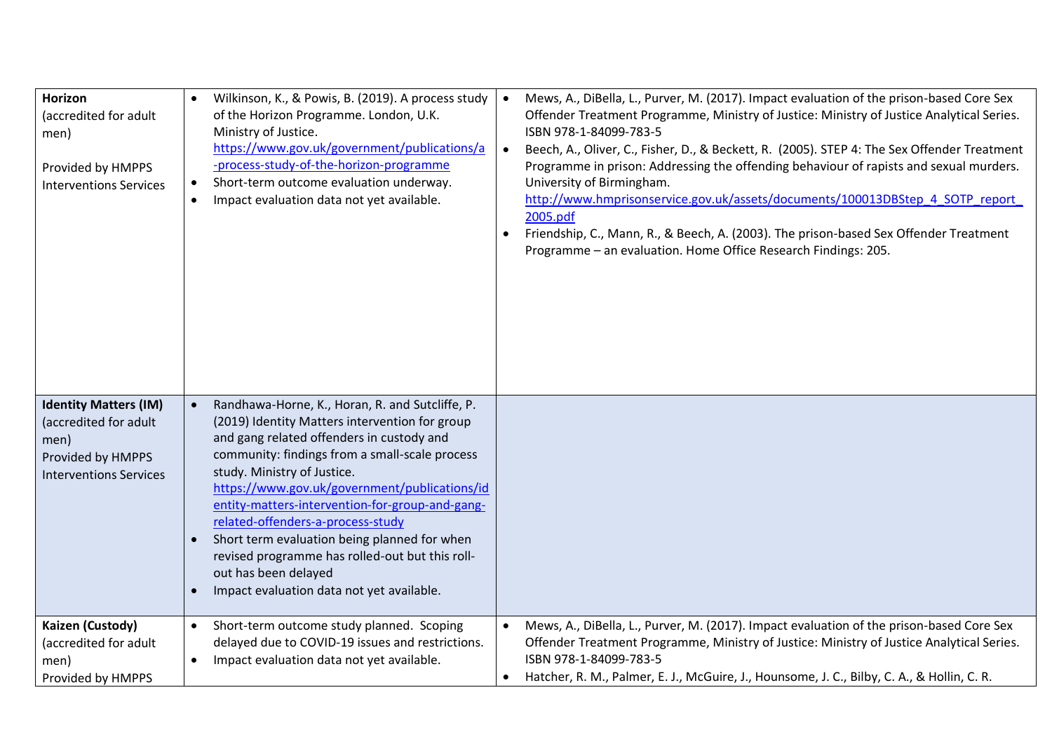| | | |
|---|---|---|
| **Horizon** (accredited for adult men)<br><br>Provided by HMPPS Interventions Services | • Wilkinson, K., & Powis, B. (2019). A process study of the Horizon Programme. London, U.K. Ministry of Justice. https://www.gov.uk/government/publications/a-process-study-of-the-horizon-programme<br>• Short-term outcome evaluation underway.<br>• Impact evaluation data not yet available. | • Mews, A., DiBella, L., Purver, M. (2017). Impact evaluation of the prison-based Core Sex Offender Treatment Programme, Ministry of Justice: Ministry of Justice Analytical Series. ISBN 978-1-84099-783-5<br>• Beech, A., Oliver, C., Fisher, D., & Beckett, R. (2005). STEP 4: The Sex Offender Treatment Programme in prison: Addressing the offending behaviour of rapists and sexual murders. University of Birmingham. http://www.hmprisonservice.gov.uk/assets/documents/100013DBStep_4_SOTP_report_2005.pdf<br>• Friendship, C., Mann, R., & Beech, A. (2003). The prison-based Sex Offender Treatment Programme – an evaluation. Home Office Research Findings: 205. |
| **Identity Matters (IM)** (accredited for adult men)<br>Provided by HMPPS Interventions Services | • Randhawa-Horne, K., Horan, R. and Sutcliffe, P. (2019) Identity Matters intervention for group and gang related offenders in custody and community: findings from a small-scale process study. Ministry of Justice. https://www.gov.uk/government/publications/identity-matters-intervention-for-group-and-gang-related-offenders-a-process-study<br>• Short term evaluation being planned for when revised programme has rolled-out but this roll-out has been delayed<br>• Impact evaluation data not yet available. | |
| **Kaizen (Custody)** (accredited for adult men)<br>Provided by HMPPS | • Short-term outcome study planned. Scoping delayed due to COVID-19 issues and restrictions.<br>• Impact evaluation data not yet available. | • Mews, A., DiBella, L., Purver, M. (2017). Impact evaluation of the prison-based Core Sex Offender Treatment Programme, Ministry of Justice: Ministry of Justice Analytical Series. ISBN 978-1-84099-783-5<br>• Hatcher, R. M., Palmer, E. J., McGuire, J., Hounsome, J. C., Bilby, C. A., & Hollin, C. R. |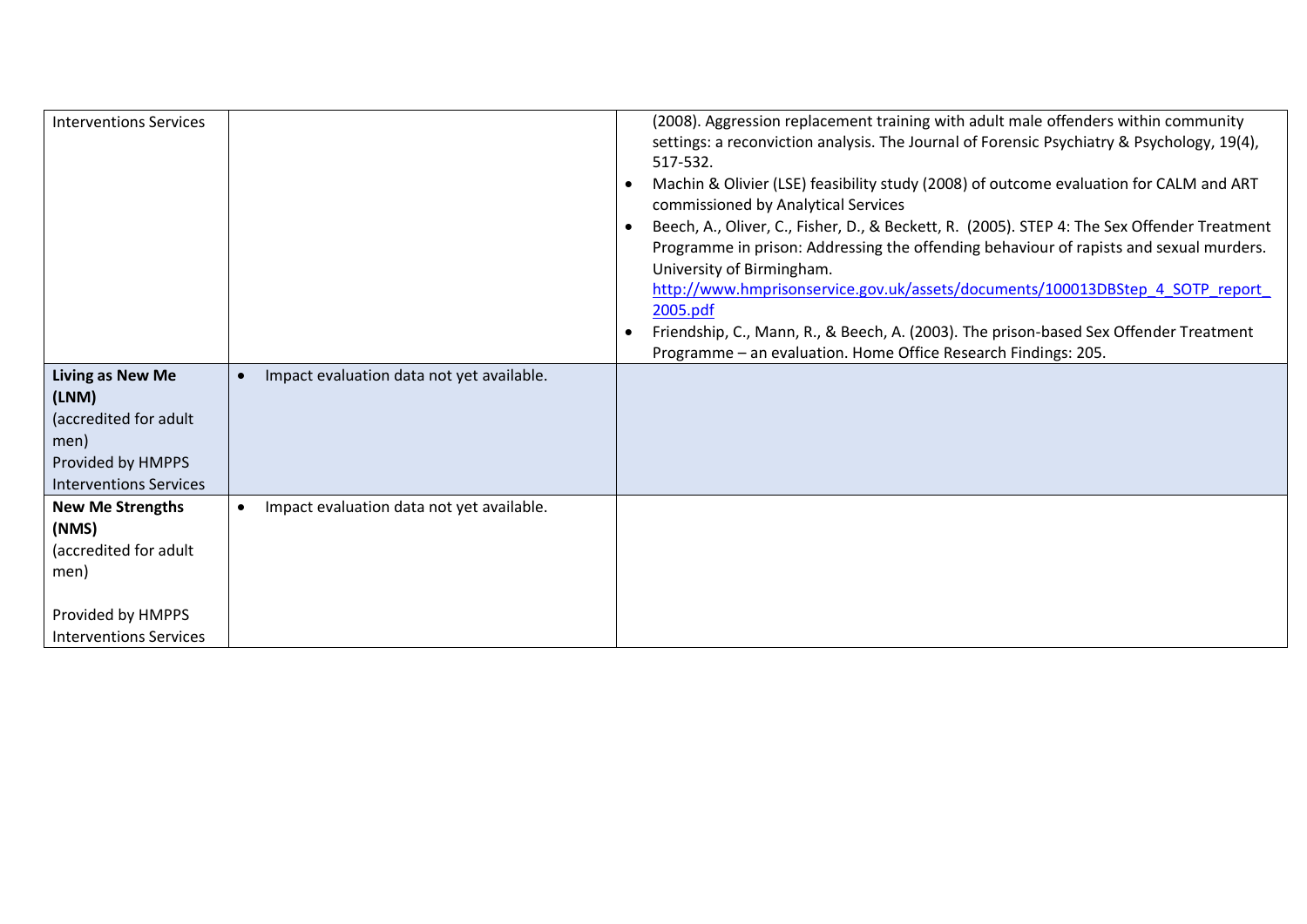| | | |
|---|---|---|
| Interventions Services | | (2008). Aggression replacement training with adult male offenders within community settings: a reconviction analysis. The Journal of Forensic Psychiatry & Psychology, 19(4), 517-532.<br>• Machin & Olivier (LSE) feasibility study (2008) of outcome evaluation for CALM and ART commissioned by Analytical Services<br>• Beech, A., Oliver, C., Fisher, D., & Beckett, R. (2005). STEP 4: The Sex Offender Treatment Programme in prison: Addressing the offending behaviour of rapists and sexual murders. University of Birmingham. http://www.hmprisonservice.gov.uk/assets/documents/100013DBStep_4_SOTP_report_2005.pdf<br>• Friendship, C., Mann, R., & Beech, A. (2003). The prison-based Sex Offender Treatment Programme – an evaluation. Home Office Research Findings: 205. |
| **Living as New Me (LNM)**<br>(accredited for adult men)<br>Provided by HMPPS Interventions Services | • Impact evaluation data not yet available. | |
| **New Me Strengths (NMS)**<br>(accredited for adult men)<br><br>Provided by HMPPS Interventions Services | • Impact evaluation data not yet available. | |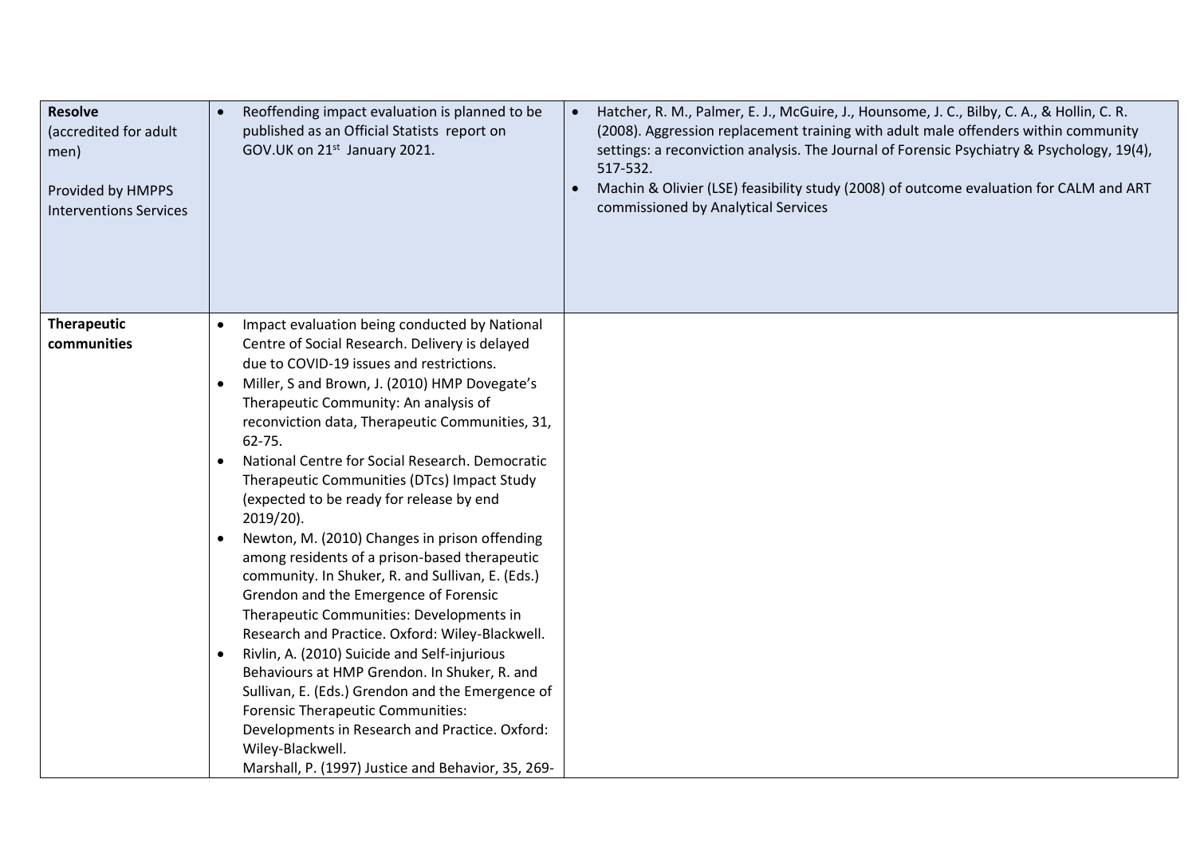| | | |
|---|---|---|
| **Resolve** (accredited for adult men)<br><br>Provided by HMPPS Interventions Services | • Reoffending impact evaluation is planned to be published as an Official Statists report on GOV.UK on 21st January 2021. | • Hatcher, R. M., Palmer, E. J., McGuire, J., Hounsome, J. C., Bilby, C. A., & Hollin, C. R. (2008). Aggression replacement training with adult male offenders within community settings: a reconviction analysis. The Journal of Forensic Psychiatry & Psychology, 19(4), 517-532.<br>• Machin & Olivier (LSE) feasibility study (2008) of outcome evaluation for CALM and ART commissioned by Analytical Services |
| **Therapeutic communities** | • Impact evaluation being conducted by National Centre of Social Research. Delivery is delayed due to COVID-19 issues and restrictions.<br>• Miller, S and Brown, J. (2010) HMP Dovegate's Therapeutic Community: An analysis of reconviction data, Therapeutic Communities, 31, 62-75.<br>• National Centre for Social Research. Democratic Therapeutic Communities (DTcs) Impact Study (expected to be ready for release by end 2019/20).<br>• Newton, M. (2010) Changes in prison offending among residents of a prison-based therapeutic community. In Shuker, R. and Sullivan, E. (Eds.) Grendon and the Emergence of Forensic Therapeutic Communities: Developments in Research and Practice. Oxford: Wiley-Blackwell.<br>• Rivlin, A. (2010) Suicide and Self-injurious Behaviours at HMP Grendon. In Shuker, R. and Sullivan, E. (Eds.) Grendon and the Emergence of Forensic Therapeutic Communities: Developments in Research and Practice. Oxford: Wiley-Blackwell.<br>Marshall, P. (1997) Justice and Behavior, 35, 269- | |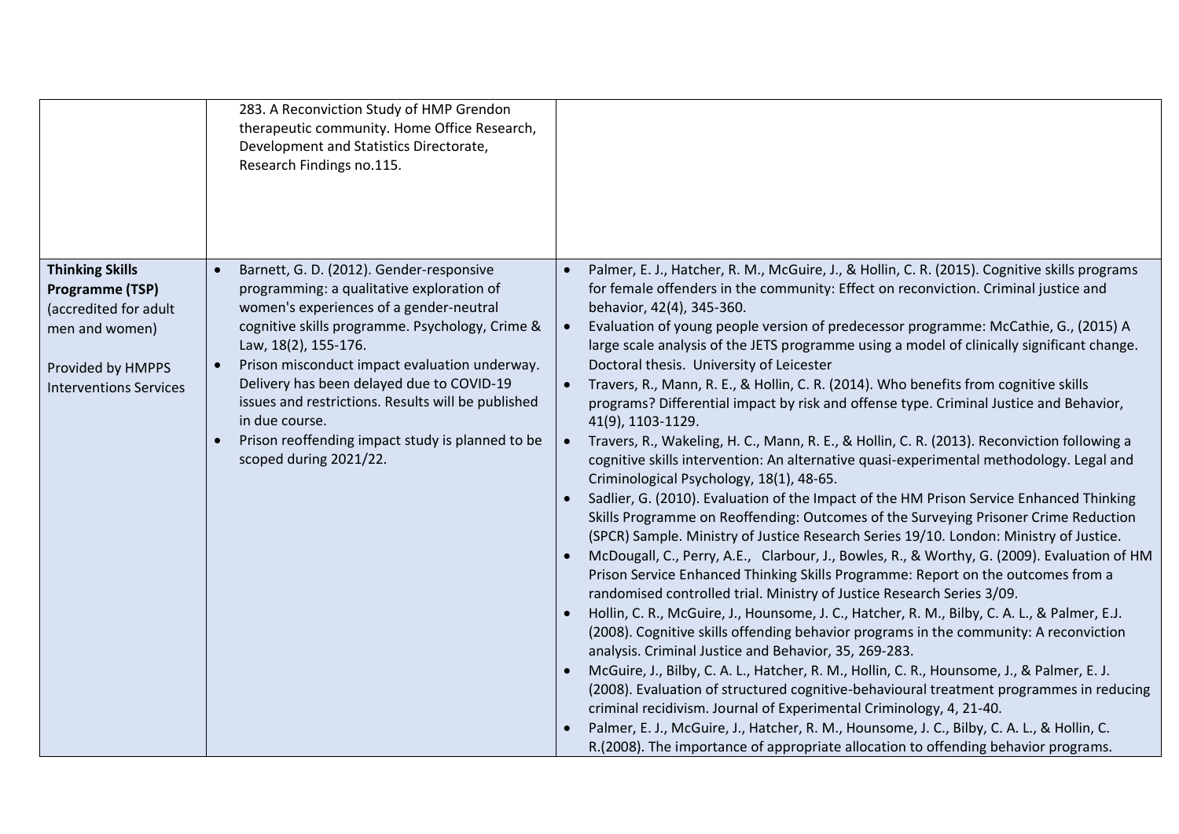| | | |
|---|---|---|
| | 283. A Reconviction Study of HMP Grendon therapeutic community. Home Office Research, Development and Statistics Directorate, Research Findings no.115. | |
| **Thinking Skills Programme (TSP)** (accredited for adult men and women)<br><br>Provided by HMPPS Interventions Services | • Barnett, G. D. (2012). Gender-responsive programming: a qualitative exploration of women's experiences of a gender-neutral cognitive skills programme. Psychology, Crime & Law, 18(2), 155-176.<br>• Prison misconduct impact evaluation underway. Delivery has been delayed due to COVID-19 issues and restrictions. Results will be published in due course.<br>• Prison reoffending impact study is planned to be scoped during 2021/22. | • Palmer, E. J., Hatcher, R. M., McGuire, J., & Hollin, C. R. (2015). Cognitive skills programs for female offenders in the community: Effect on reconviction. Criminal justice and behavior, 42(4), 345-360.<br>• Evaluation of young people version of predecessor programme: McCathie, G., (2015) A large scale analysis of the JETS programme using a model of clinically significant change. Doctoral thesis. University of Leicester<br>• Travers, R., Mann, R. E., & Hollin, C. R. (2014). Who benefits from cognitive skills programs? Differential impact by risk and offense type. Criminal Justice and Behavior, 41(9), 1103-1129.<br>• Travers, R., Wakeling, H. C., Mann, R. E., & Hollin, C. R. (2013). Reconviction following a cognitive skills intervention: An alternative quasi-experimental methodology. Legal and Criminological Psychology, 18(1), 48-65.<br>• Sadlier, G. (2010). Evaluation of the Impact of the HM Prison Service Enhanced Thinking Skills Programme on Reoffending: Outcomes of the Surveying Prisoner Crime Reduction (SPCR) Sample. Ministry of Justice Research Series 19/10. London: Ministry of Justice.<br>• McDougall, C., Perry, A.E., Clarbour, J., Bowles, R., & Worthy, G. (2009). Evaluation of HM Prison Service Enhanced Thinking Skills Programme: Report on the outcomes from a randomised controlled trial. Ministry of Justice Research Series 3/09.<br>• Hollin, C. R., McGuire, J., Hounsome, J. C., Hatcher, R. M., Bilby, C. A. L., & Palmer, E.J. (2008). Cognitive skills offending behavior programs in the community: A reconviction analysis. Criminal Justice and Behavior, 35, 269-283.<br>• McGuire, J., Bilby, C. A. L., Hatcher, R. M., Hollin, C. R., Hounsome, J., & Palmer, E. J. (2008). Evaluation of structured cognitive-behavioural treatment programmes in reducing criminal recidivism. Journal of Experimental Criminology, 4, 21-40.<br>• Palmer, E. J., McGuire, J., Hatcher, R. M., Hounsome, J. C., Bilby, C. A. L., & Hollin, C. R.(2008). The importance of appropriate allocation to offending behavior programs. |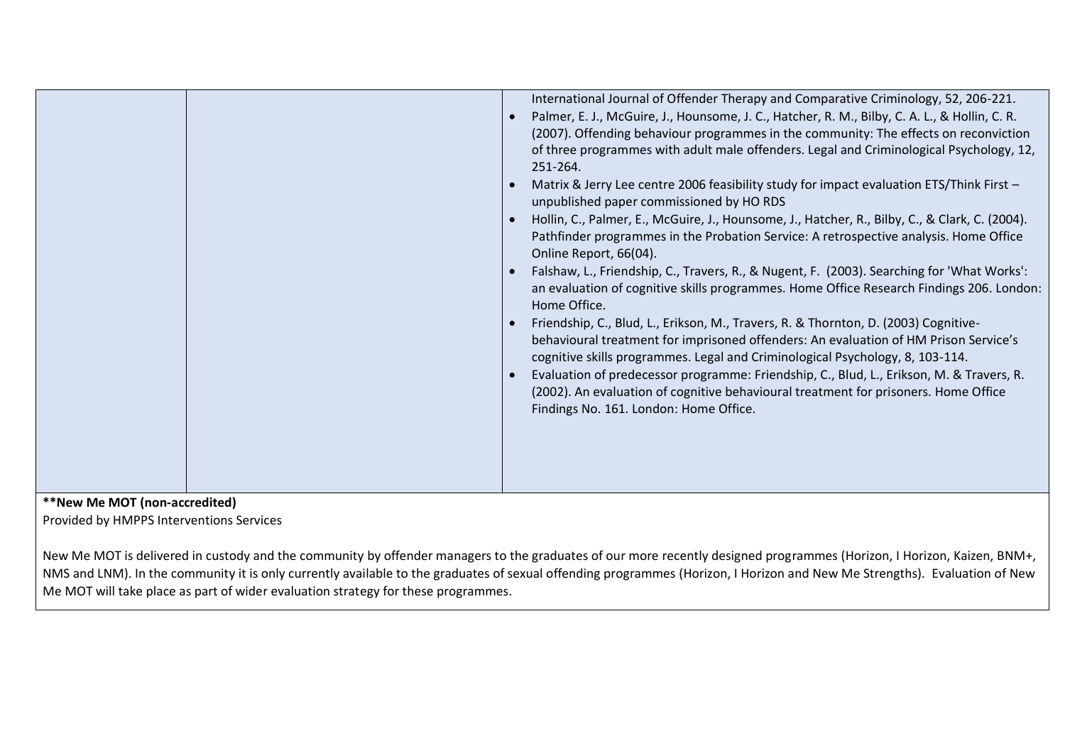| | | |
|---|---|---|
| | | International Journal of Offender Therapy and Comparative Criminology, 52, 206-221.<br>• Palmer, E. J., McGuire, J., Hounsome, J. C., Hatcher, R. M., Bilby, C. A. L., & Hollin, C. R. (2007). Offending behaviour programmes in the community: The effects on reconviction of three programmes with adult male offenders. Legal and Criminological Psychology, 12, 251-264.<br>• Matrix & Jerry Lee centre 2006 feasibility study for impact evaluation ETS/Think First – unpublished paper commissioned by HO RDS<br>• Hollin, C., Palmer, E., McGuire, J., Hounsome, J., Hatcher, R., Bilby, C., & Clark, C. (2004). Pathfinder programmes in the Probation Service: A retrospective analysis. Home Office Online Report, 66(04).<br>• Falshaw, L., Friendship, C., Travers, R., & Nugent, F. (2003). Searching for 'What Works': an evaluation of cognitive skills programmes. Home Office Research Findings 206. London: Home Office.<br>• Friendship, C., Blud, L., Erikson, M., Travers, R. & Thornton, D. (2003) Cognitive-behavioural treatment for imprisoned offenders: An evaluation of HM Prison Service's cognitive skills programmes. Legal and Criminological Psychology, 8, 103-114.<br>• Evaluation of predecessor programme: Friendship, C., Blud, L., Erikson, M. & Travers, R. (2002). An evaluation of cognitive behavioural treatment for prisoners. Home Office Findings No. 161. London: Home Office. |

**\*\*New Me MOT (non-accredited)**
Provided by HMPPS Interventions Services

New Me MOT is delivered in custody and the community by offender managers to the graduates of our more recently designed programmes (Horizon, I Horizon, Kaizen, BNM+, NMS and LNM). In the community it is only currently available to the graduates of sexual offending programmes (Horizon, I Horizon and New Me Strengths). Evaluation of New Me MOT will take place as part of wider evaluation strategy for these programmes.